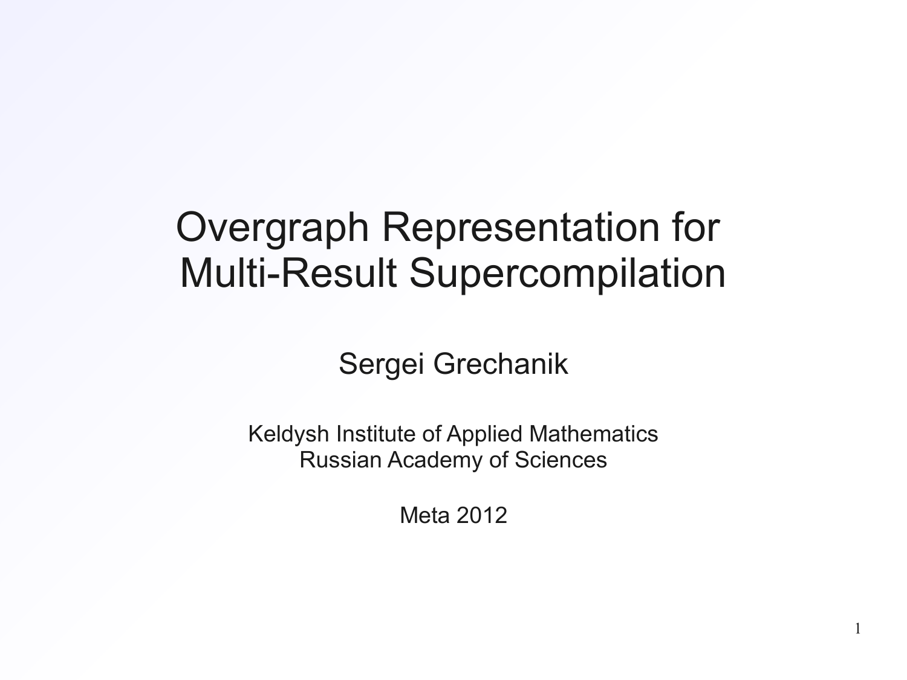# Overgraph Representation for Multi-Result Supercompilation

Sergei Grechanik

Keldysh Institute of Applied Mathematics
Russian Academy of Sciences

Meta 2012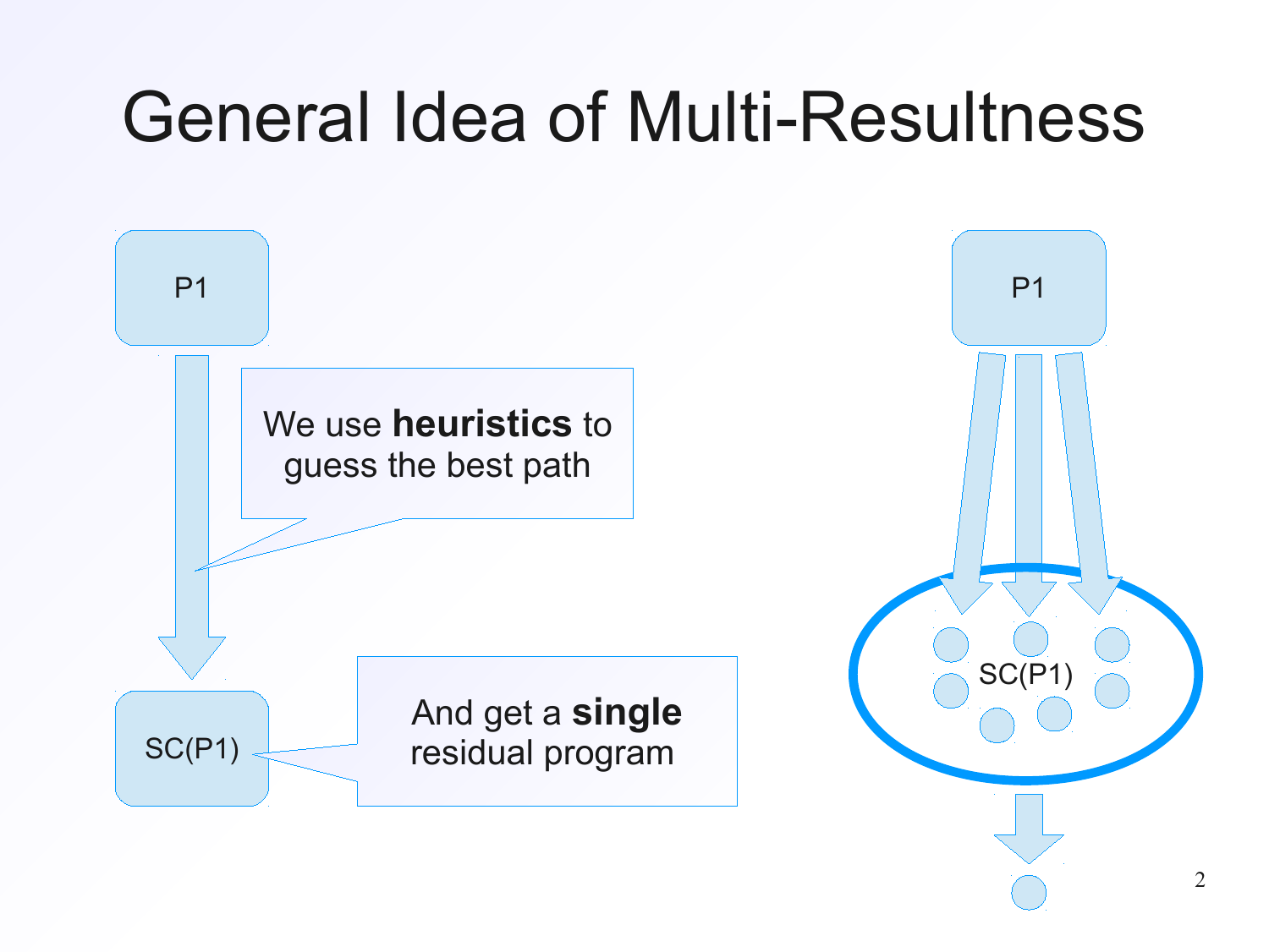# General Idea of Multi-Resultness

P1

We use **heuristics** to guess the best path

SC(P1)

And get a **single** residual program

P1

SC(P1)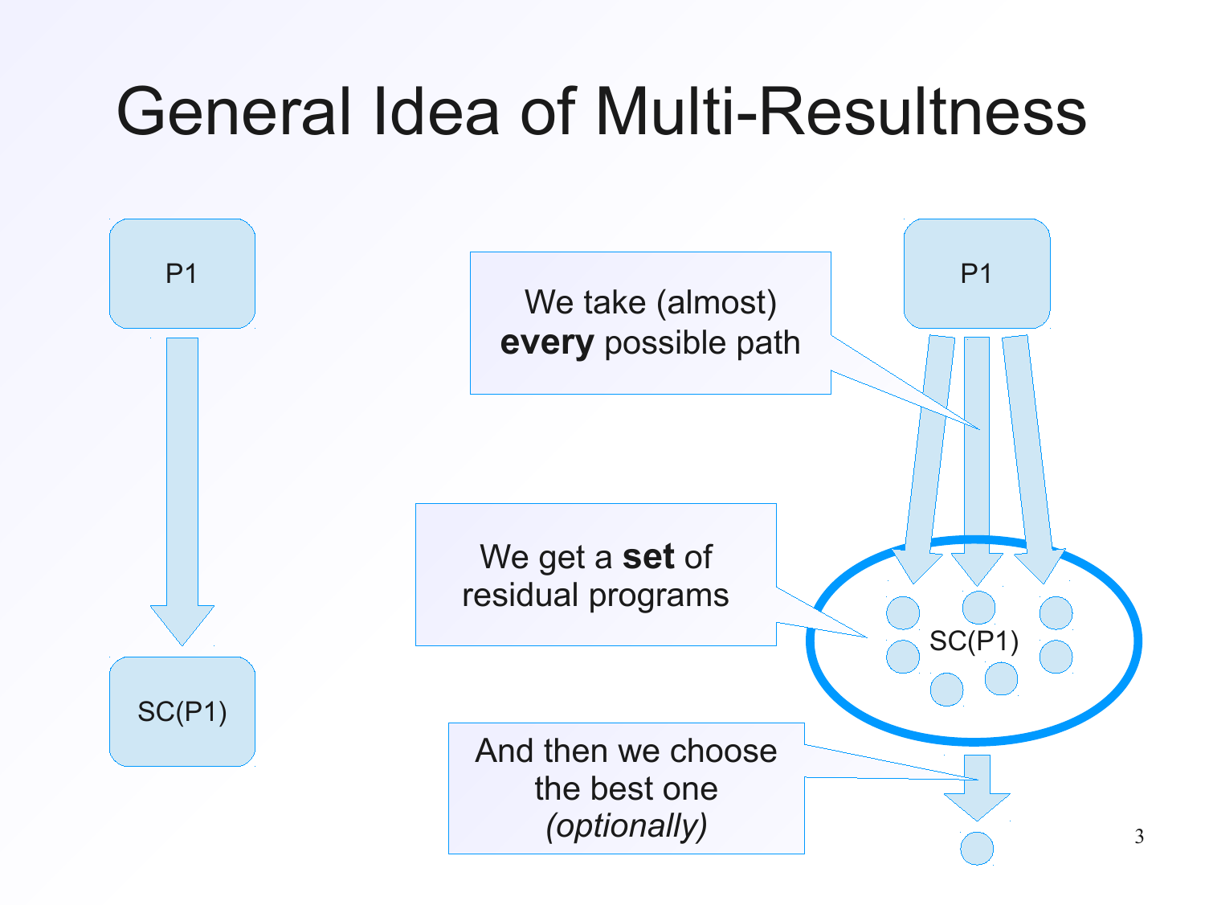# General Idea of Multi-Resultness

P1

SC(P1)

We take (almost) **every** possible path

P1

We get a **set** of residual programs

SC(P1)

And then we choose the best one *(optionally)*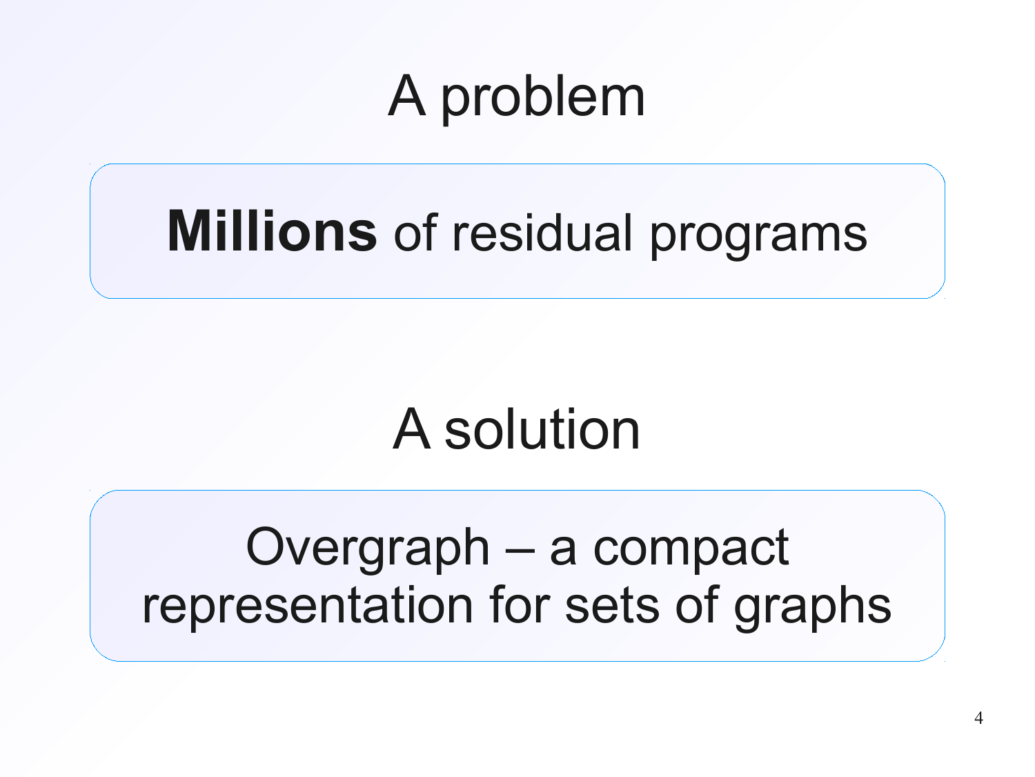# A problem

**Millions** of residual programs

# A solution

Overgraph – a compact representation for sets of graphs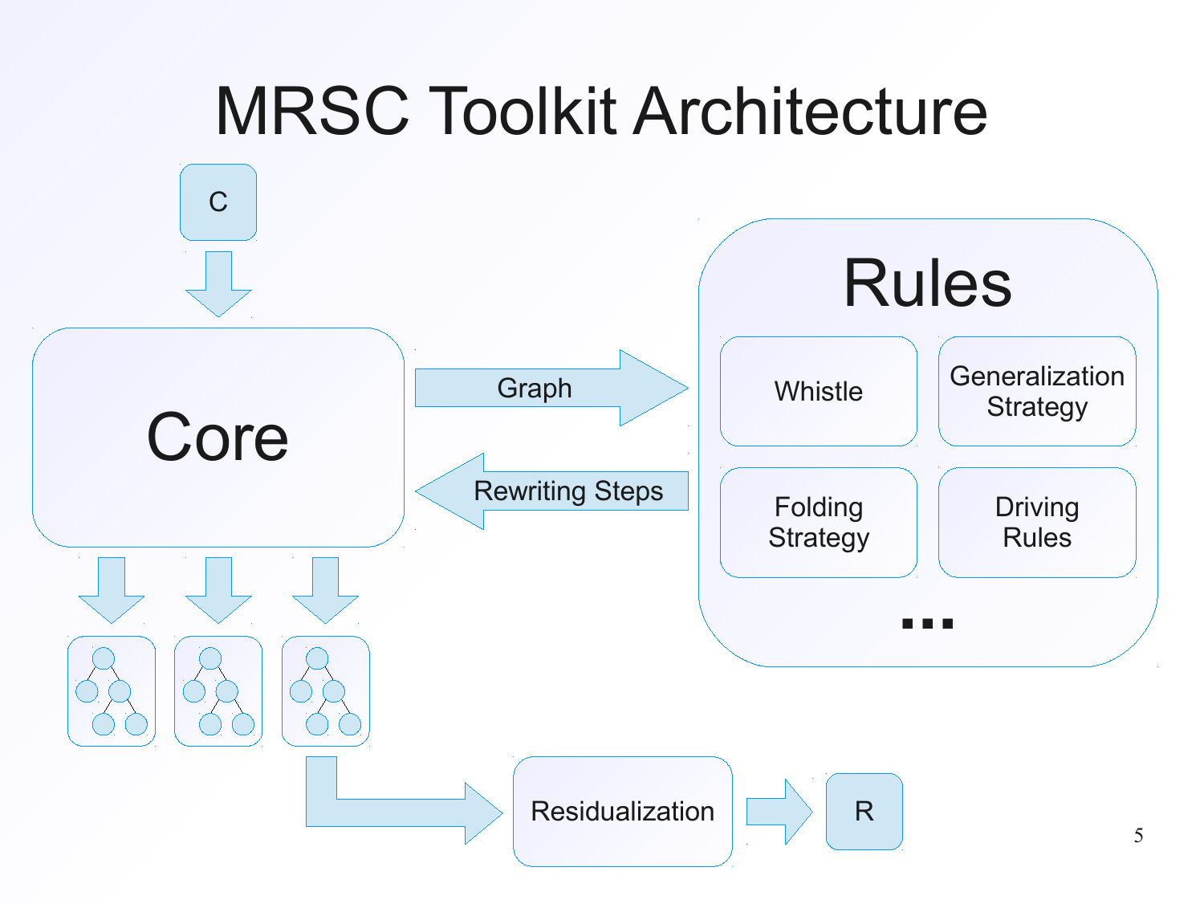# MRSC Toolkit Architecture

C

Core

Graph

Rewriting Steps

Rules

Whistle

Generalization Strategy

Folding Strategy

Driving Rules

...

Residualization

R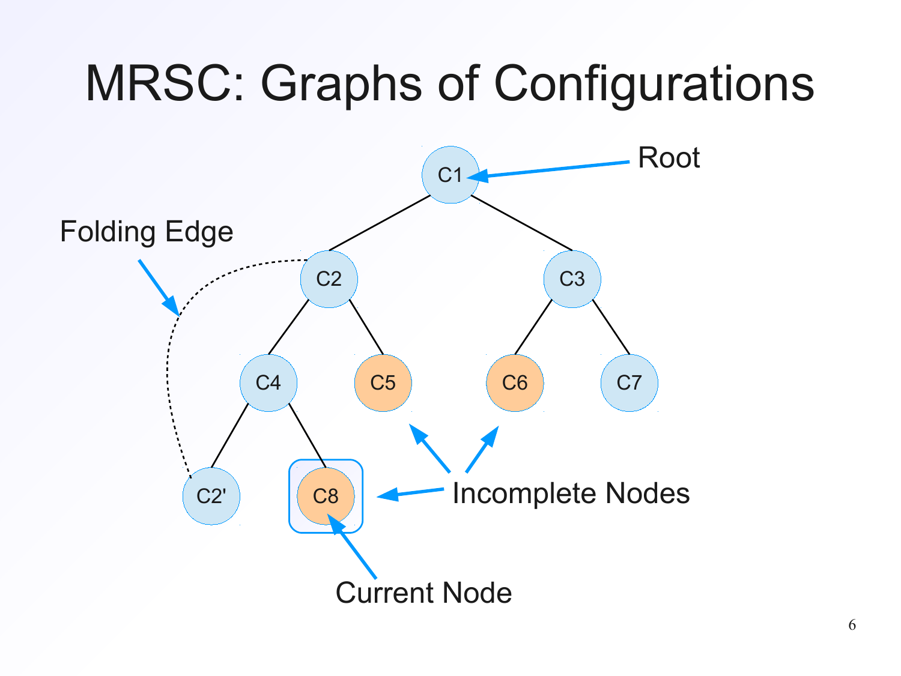# MRSC: Graphs of Configurations

Root

Folding Edge

Incomplete Nodes

Current Node

C1, C2, C3, C4, C5, C6, C7, C2', C8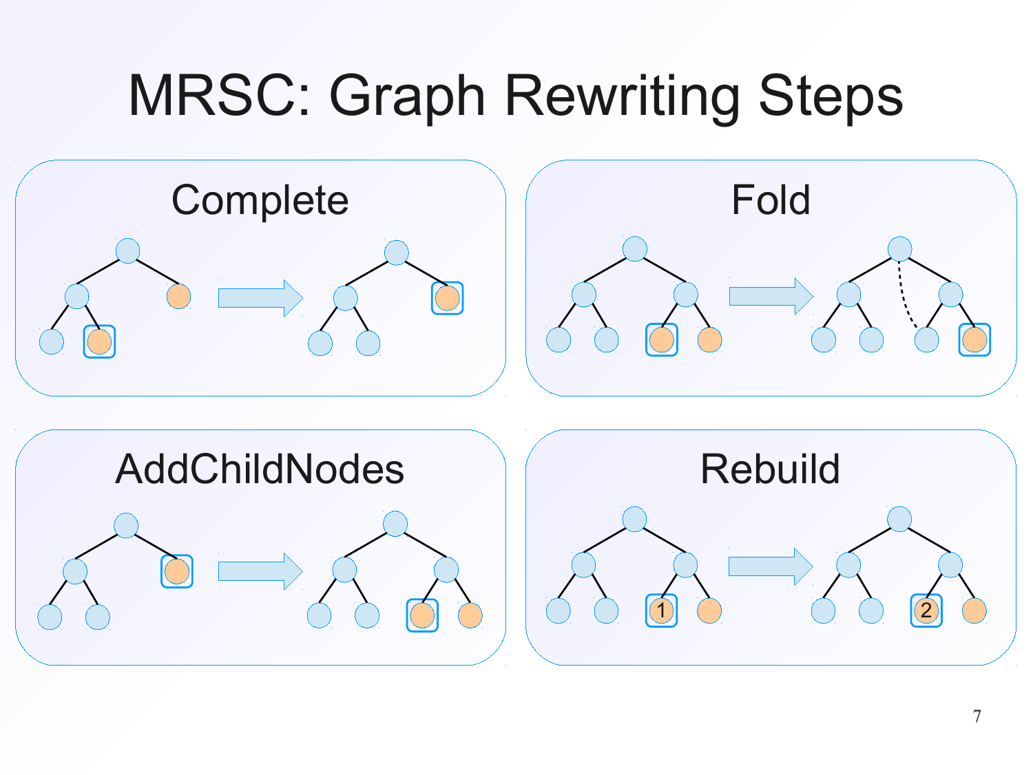# MRSC: Graph Rewriting Steps

## Complete

## Fold

## AddChildNodes

## Rebuild

1

2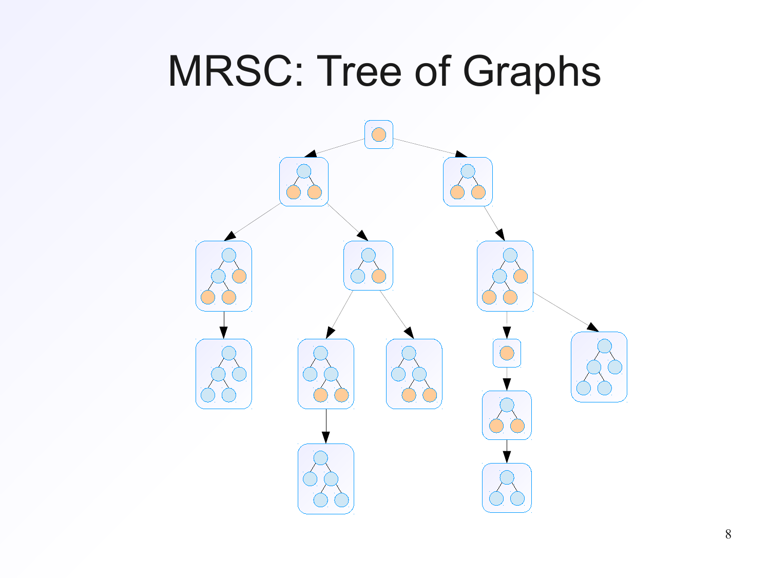# MRSC: Tree of Graphs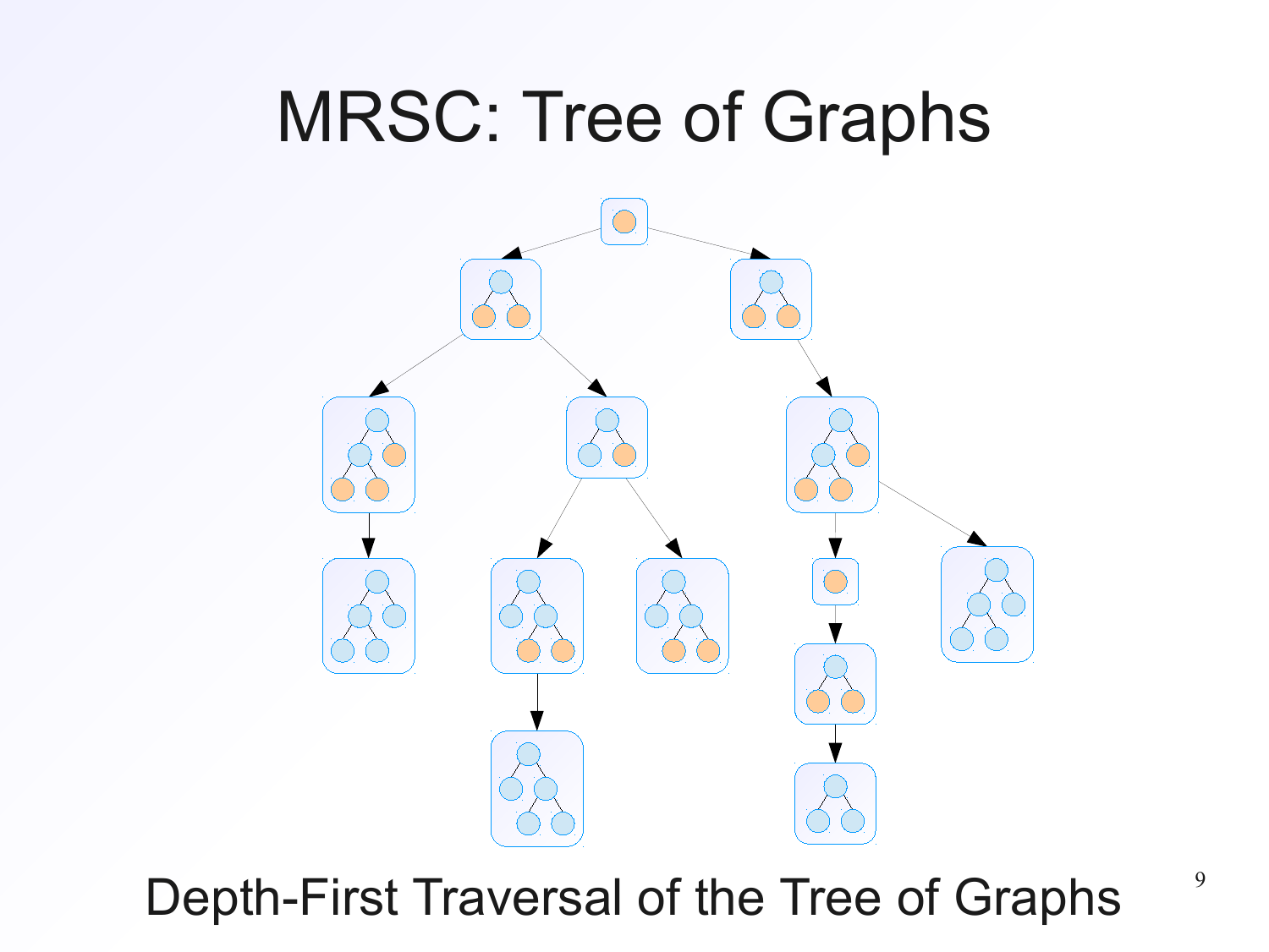# MRSC: Tree of Graphs

Depth-First Traversal of the Tree of Graphs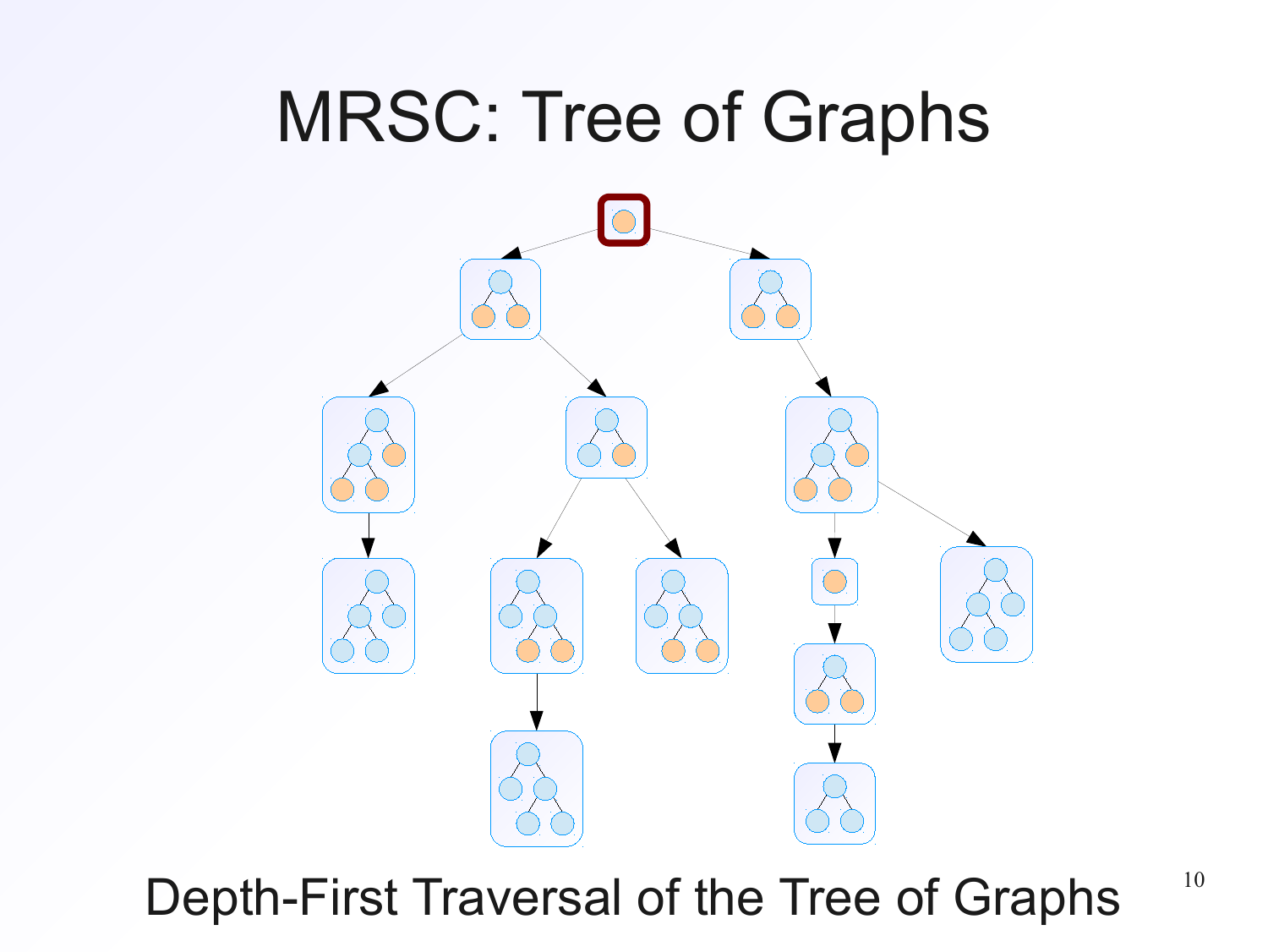# MRSC: Tree of Graphs

Depth-First Traversal of the Tree of Graphs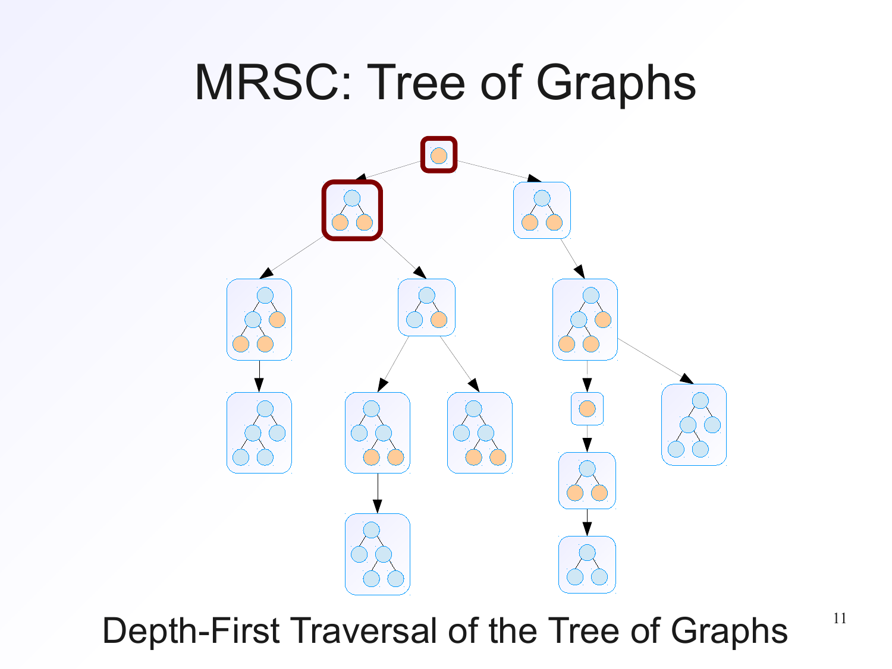# MRSC: Tree of Graphs

Depth-First Traversal of the Tree of Graphs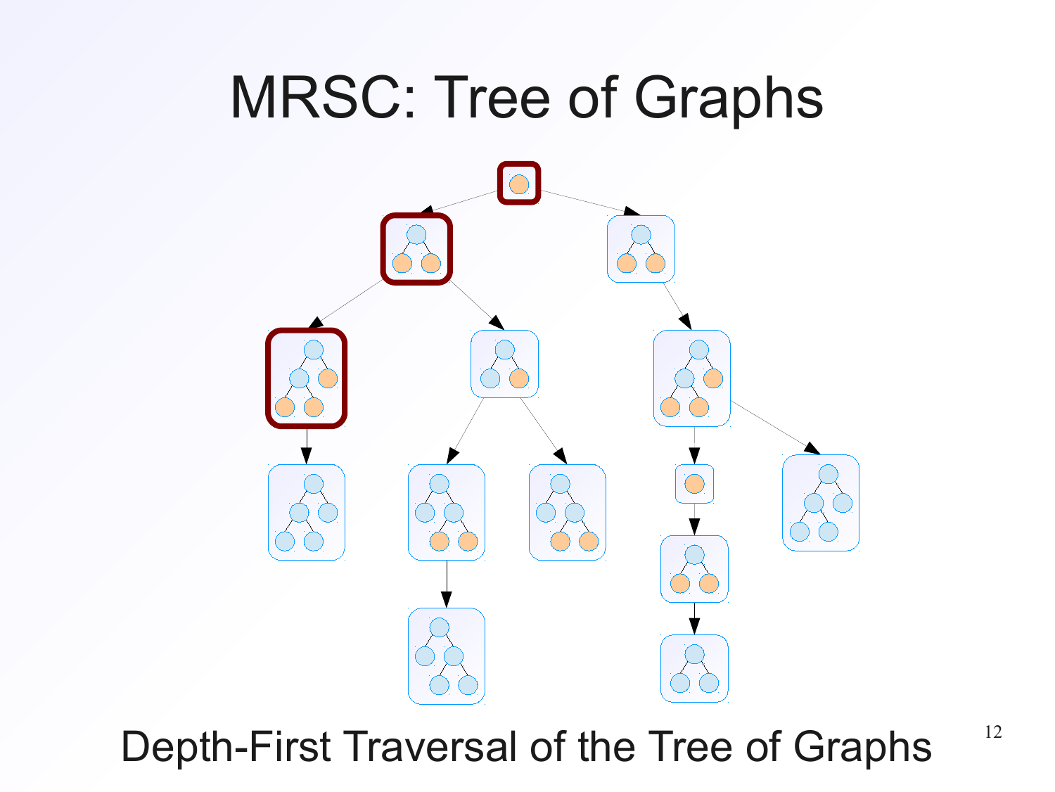# MRSC: Tree of Graphs

Depth-First Traversal of the Tree of Graphs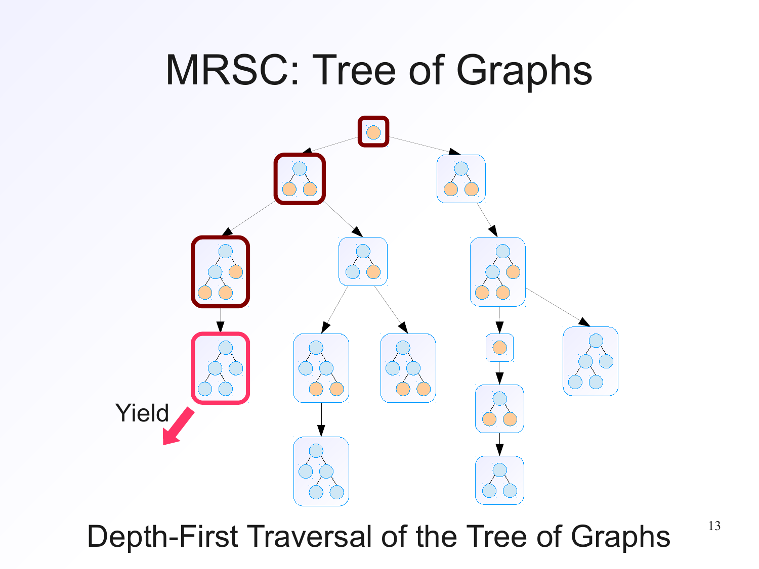# MRSC: Tree of Graphs

Yield

Depth-First Traversal of the Tree of Graphs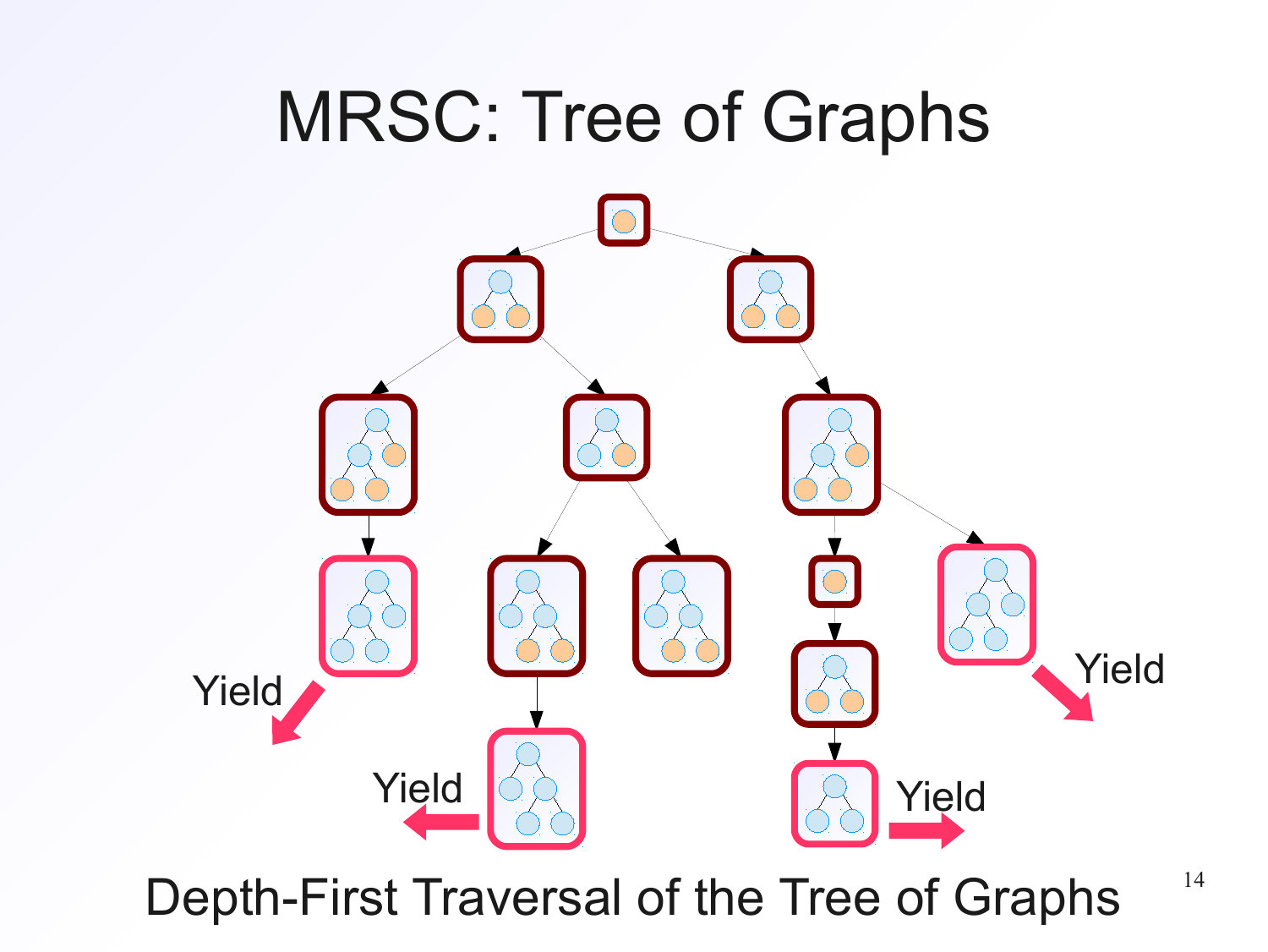# MRSC: Tree of Graphs

Yield

Yield

Yield

Yield

Depth-First Traversal of the Tree of Graphs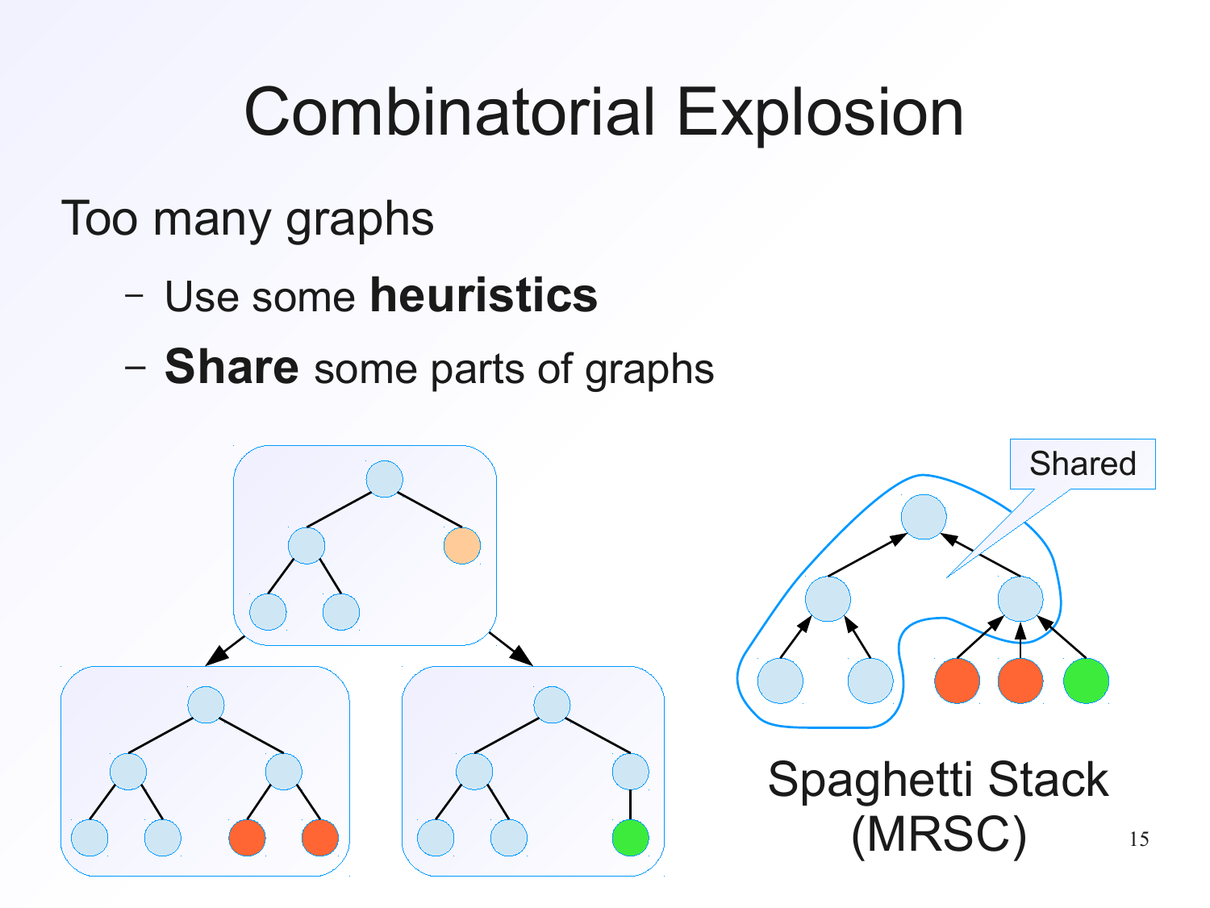# Combinatorial Explosion

Too many graphs

- Use some **heuristics**
- **Share** some parts of graphs

Shared

Spaghetti Stack (MRSC)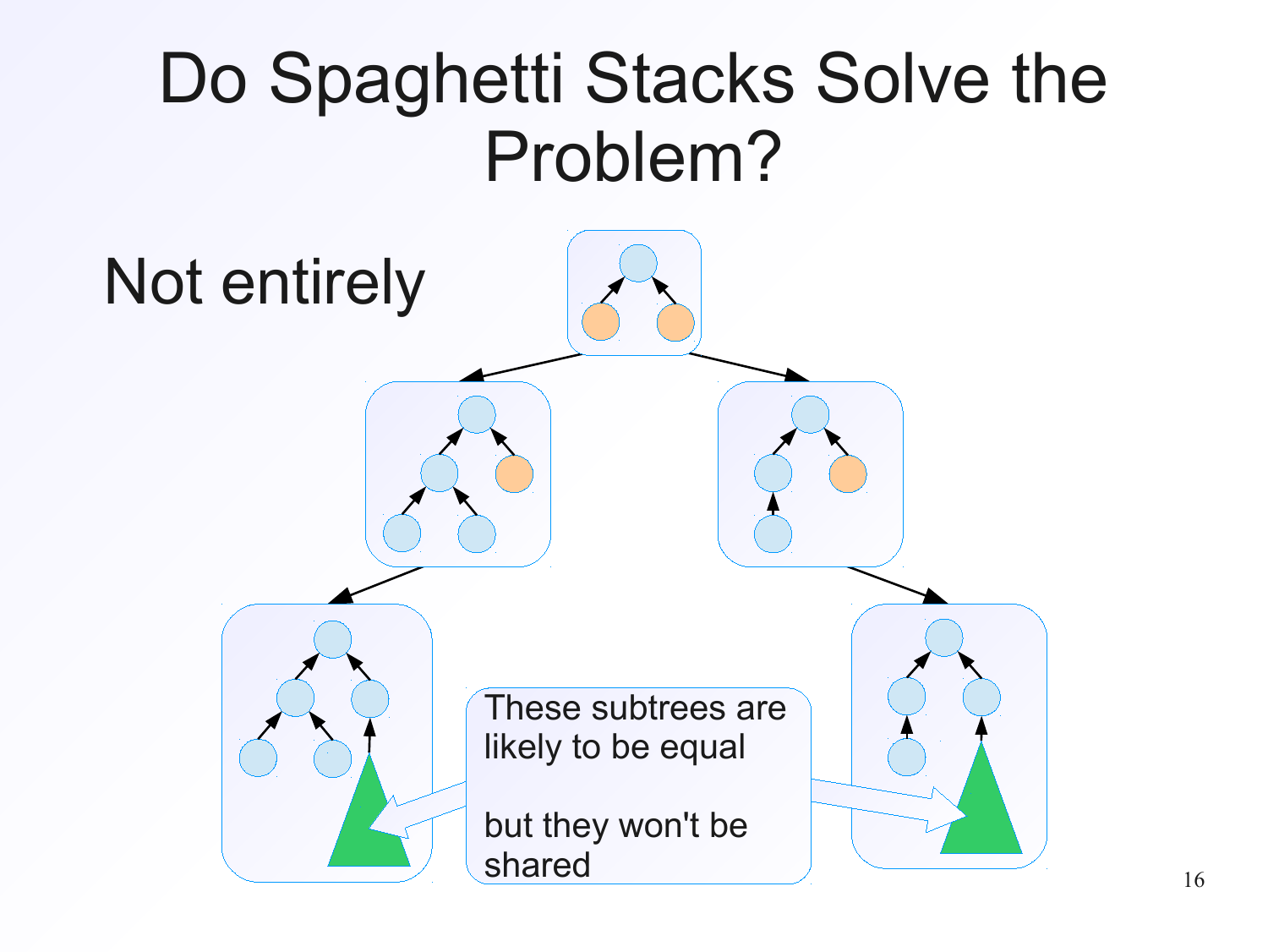# Do Spaghetti Stacks Solve the Problem?

Not entirely

These subtrees are likely to be equal

but they won't be shared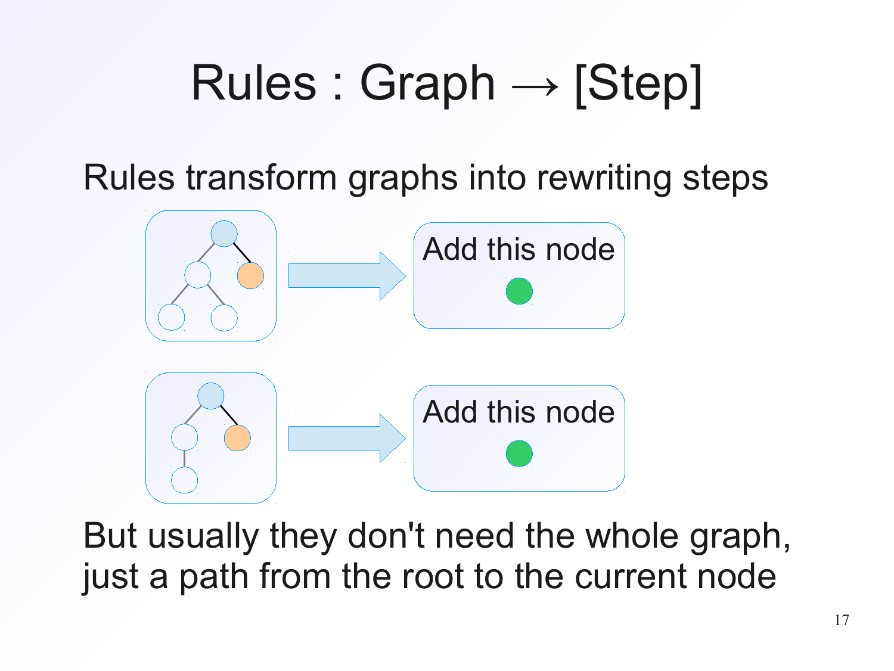# Rules : Graph → [Step]

Rules transform graphs into rewriting steps

Add this node

Add this node

But usually they don't need the whole graph, just a path from the root to the current node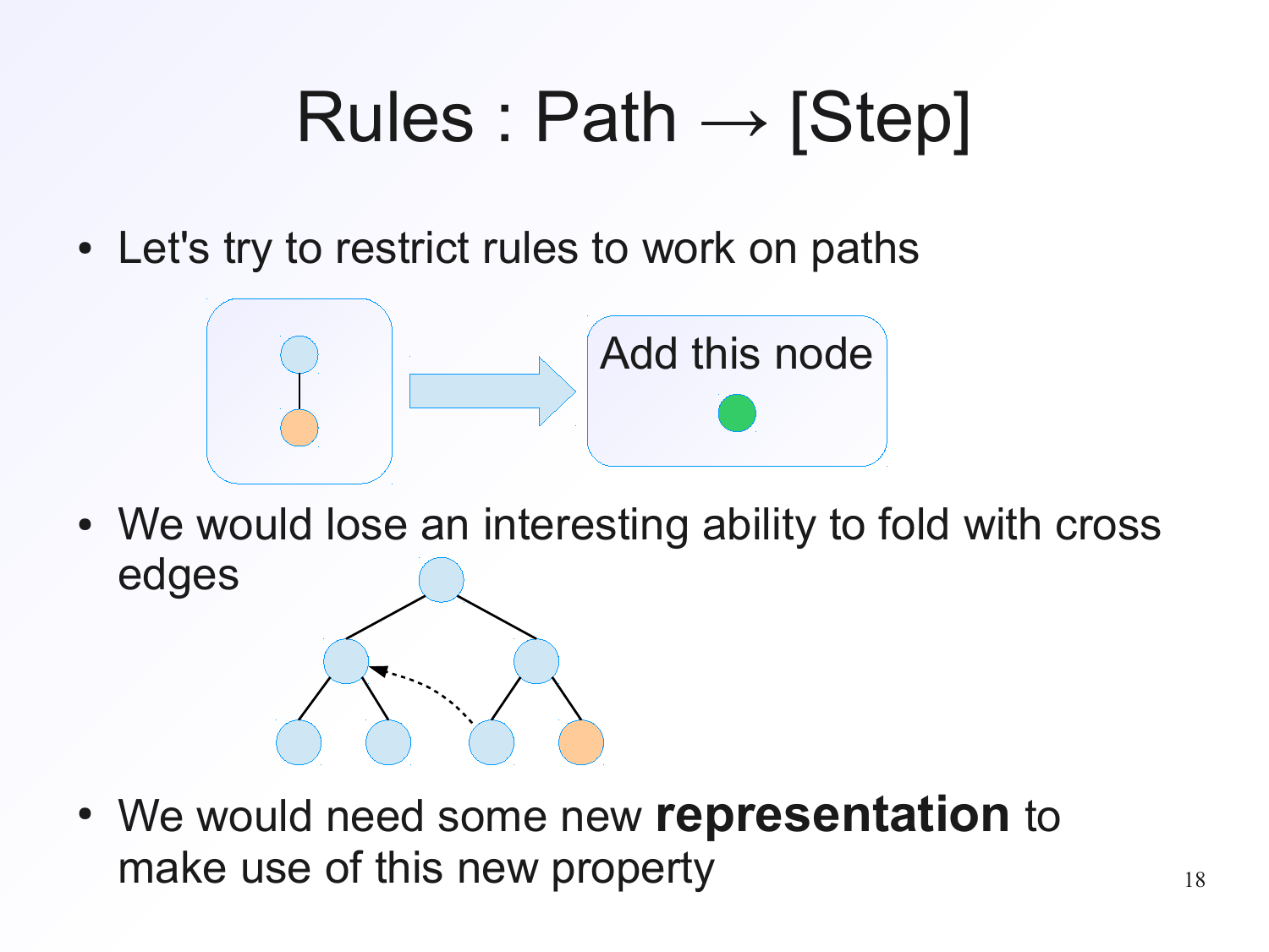# Rules : Path → [Step]

- Let's try to restrict rules to work on paths

Add this node

- We would lose an interesting ability to fold with cross edges

- We would need some new **representation** to make use of this new property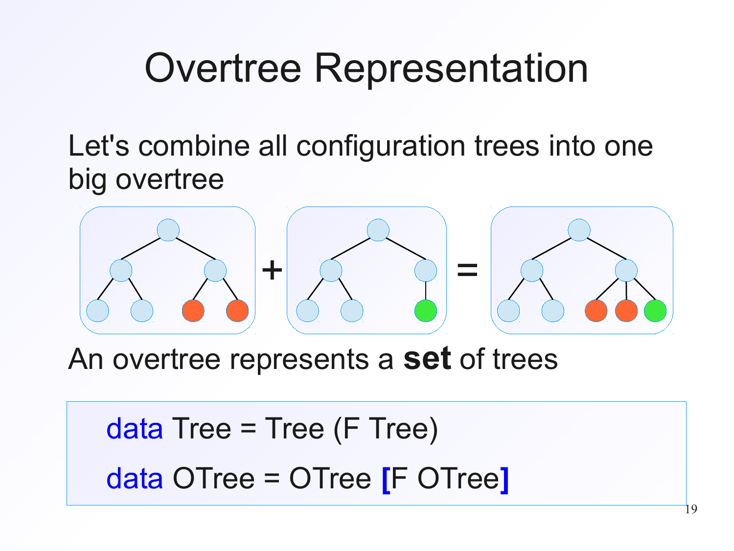# Overtree Representation

Let's combine all configuration trees into one big overtree

An overtree represents a **set** of trees

```
data Tree = Tree (F Tree)
data OTree = OTree [F OTree]
```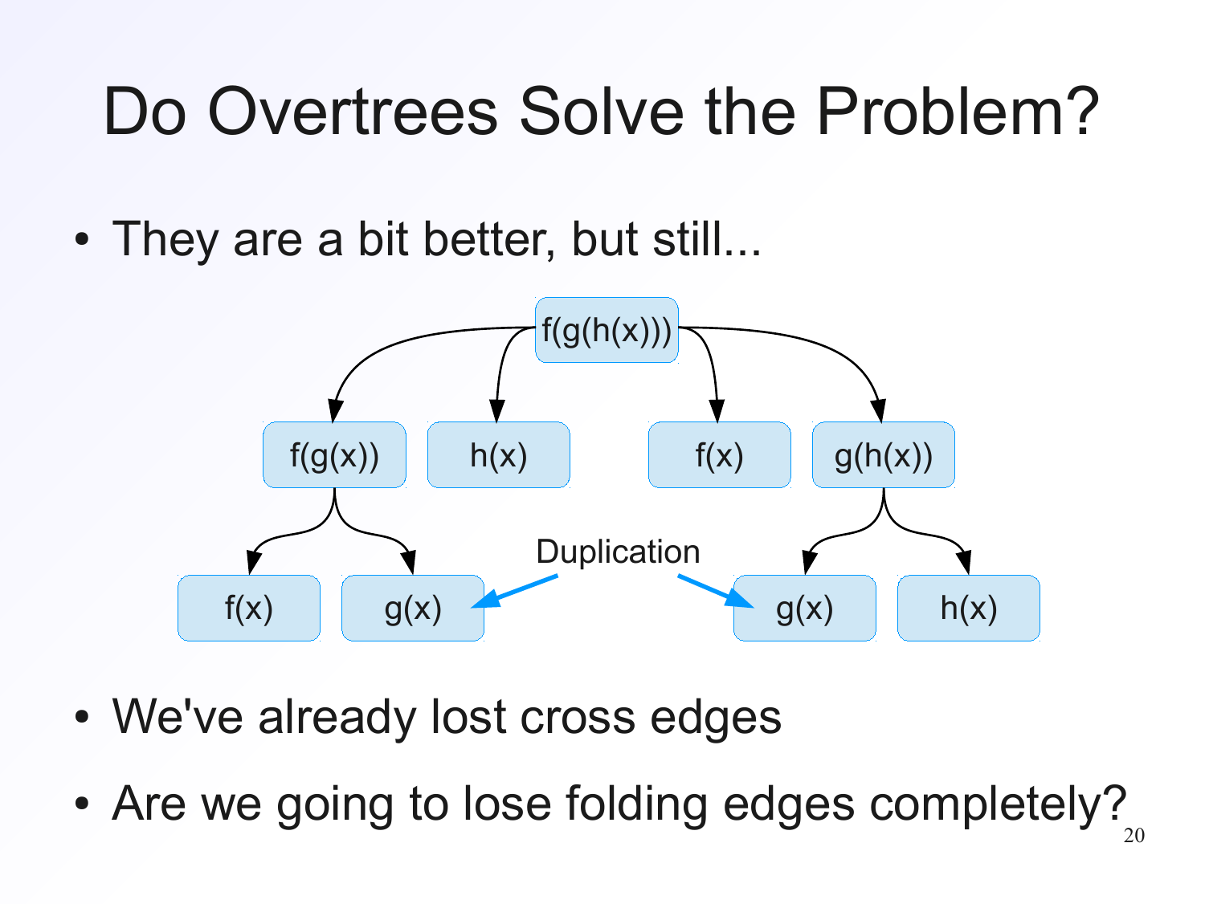# Do Overtrees Solve the Problem?

- They are a bit better, but still...

- We've already lost cross edges
- Are we going to lose folding edges completely?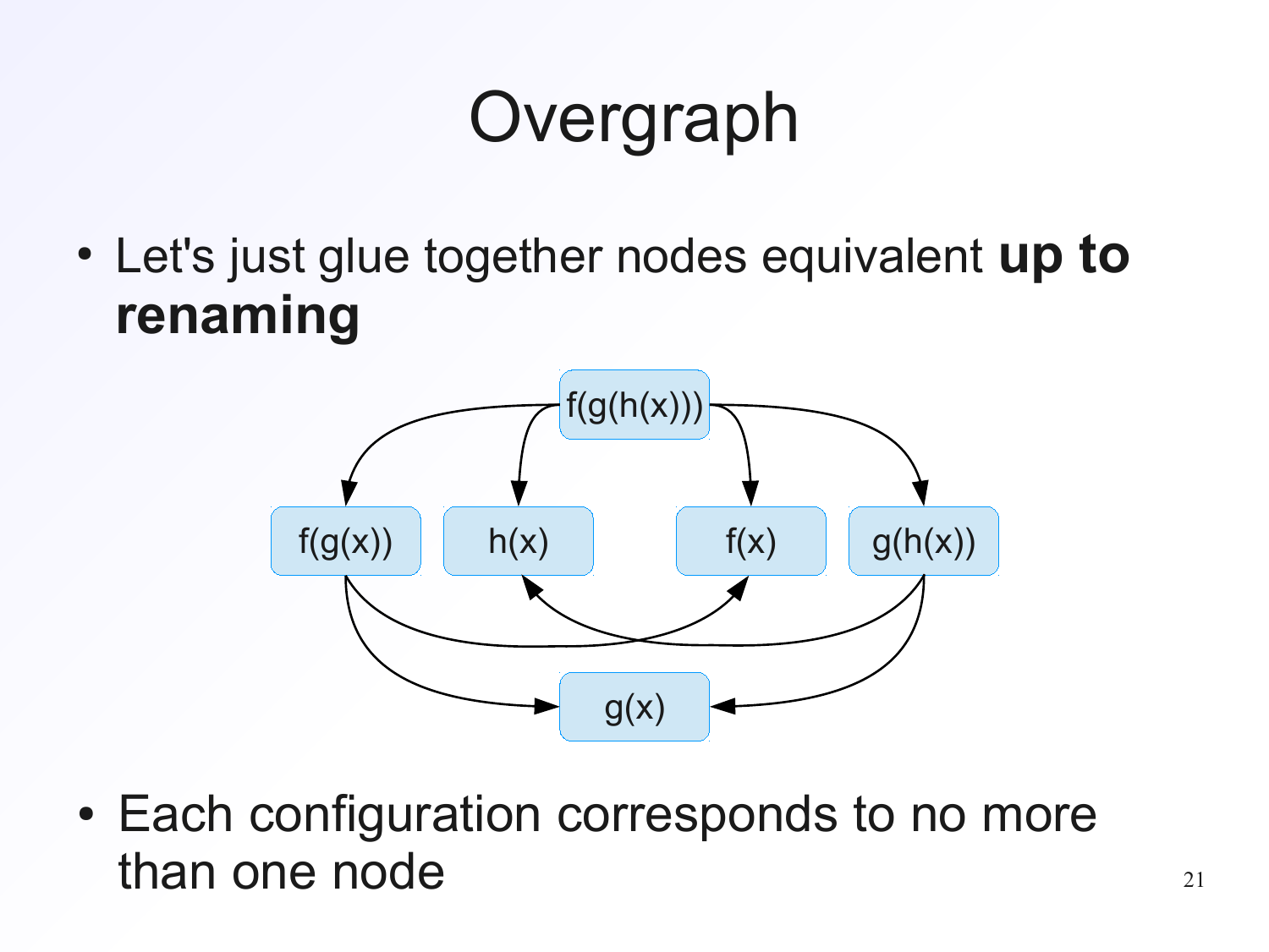# Overgraph

- Let's just glue together nodes equivalent **up to renaming**

- Each configuration corresponds to no more than one node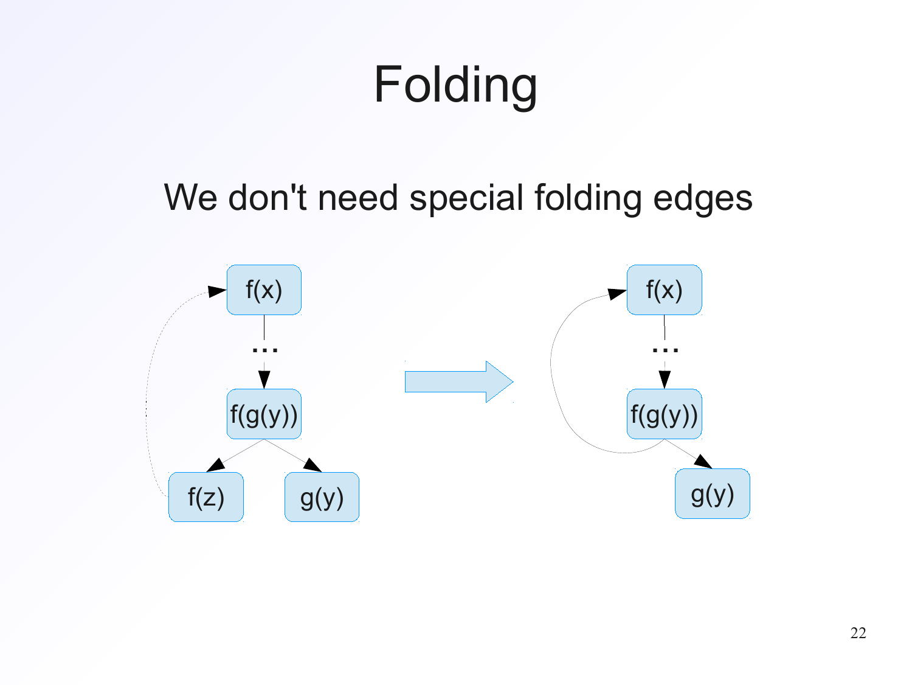# Folding

We don't need special folding edges

f(x)

...

f(g(y))

f(z)

g(y)

f(x)

...

f(g(y))

g(y)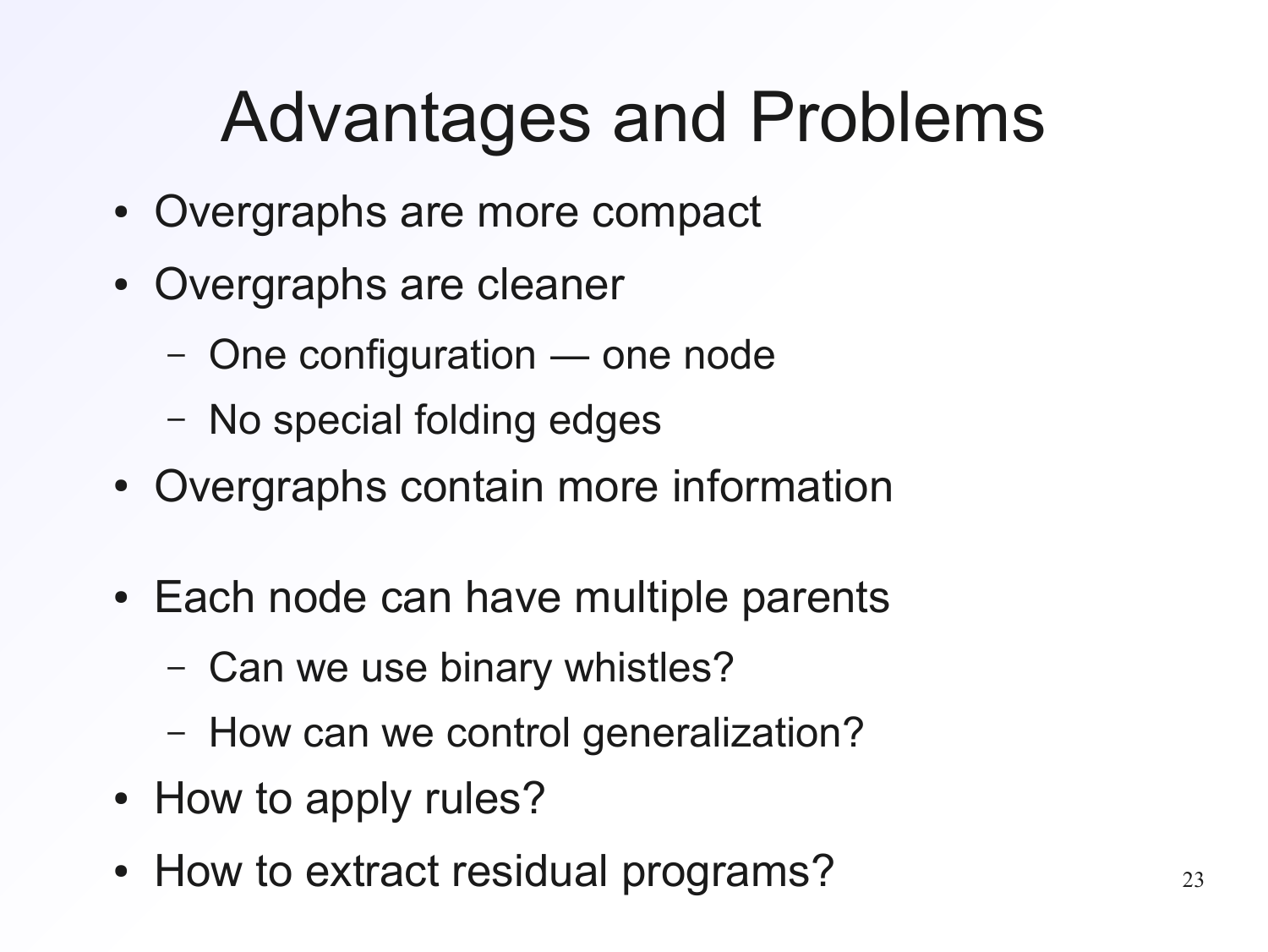# Advantages and Problems

- Overgraphs are more compact
- Overgraphs are cleaner
  - One configuration — one node
  - No special folding edges
- Overgraphs contain more information

- Each node can have multiple parents
  - Can we use binary whistles?
  - How can we control generalization?
- How to apply rules?
- How to extract residual programs?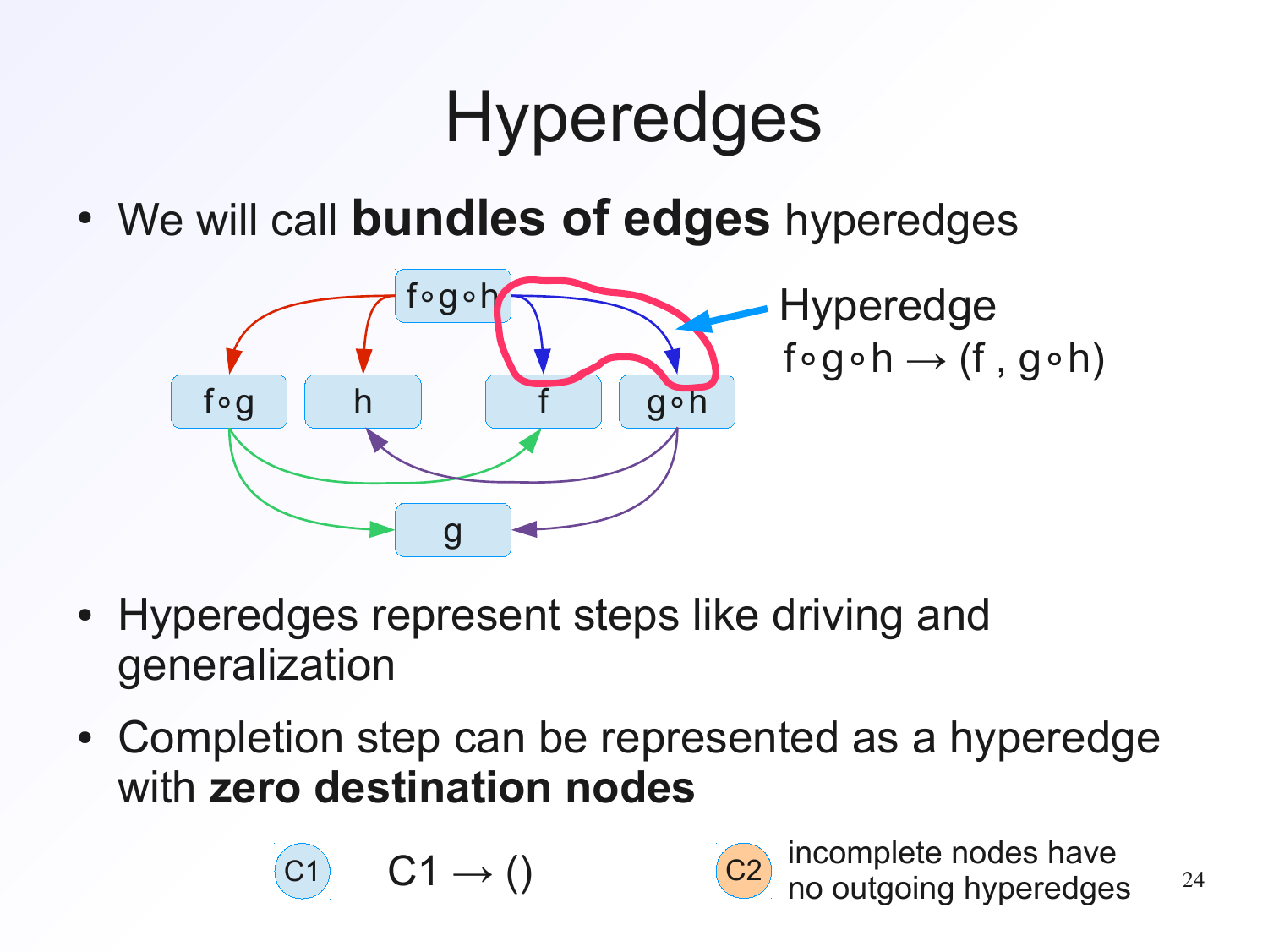# Hyperedges

- We will call **bundles of edges** hyperedges

Hyperedge

$f \circ g \circ h \rightarrow (f, g \circ h)$

- Hyperedges represent steps like driving and generalization
- Completion step can be represented as a hyperedge with **zero destination nodes**

C1 $\quad C1 \rightarrow ()$

C2 incomplete nodes have no outgoing hyperedges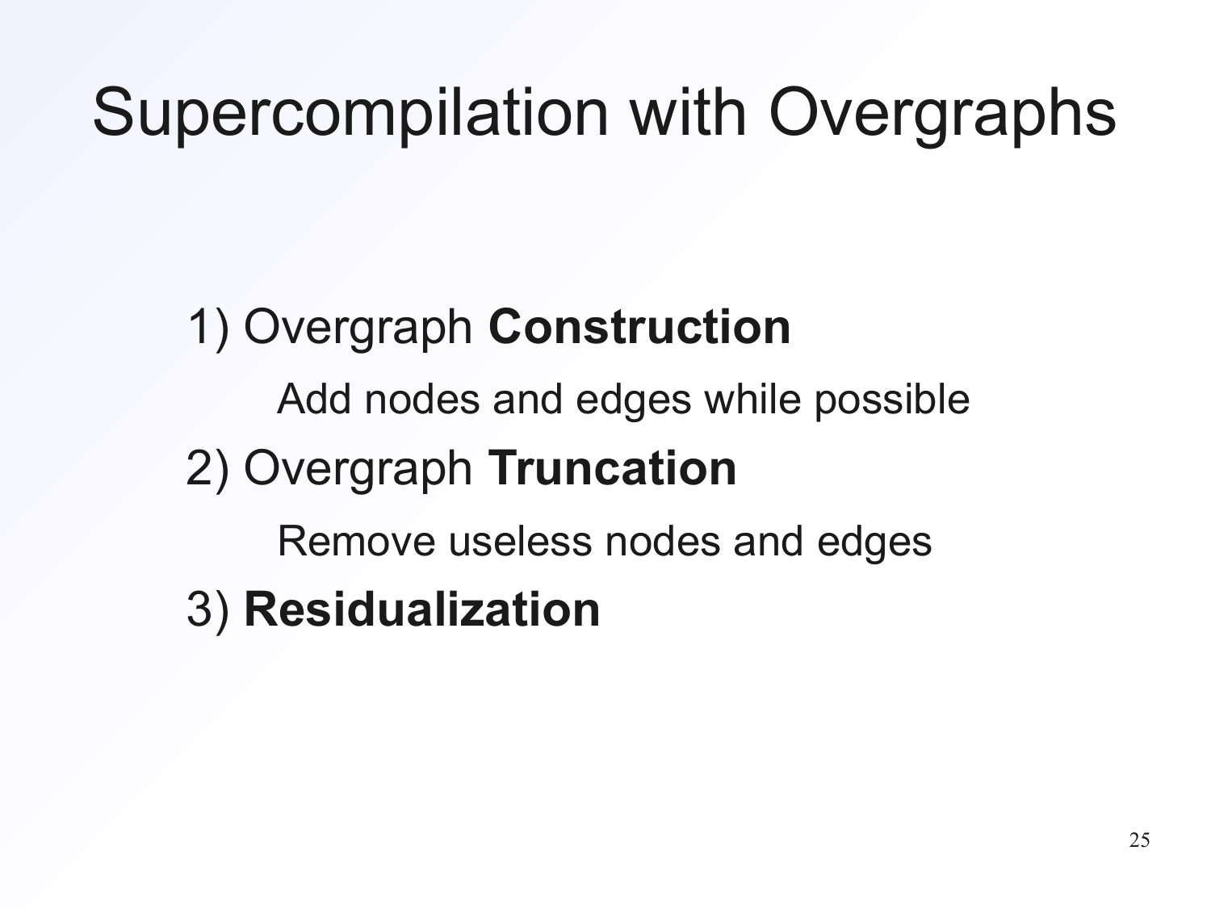# Supercompilation with Overgraphs

1) Overgraph **Construction**

    Add nodes and edges while possible

2) Overgraph **Truncation**

    Remove useless nodes and edges

3) **Residualization**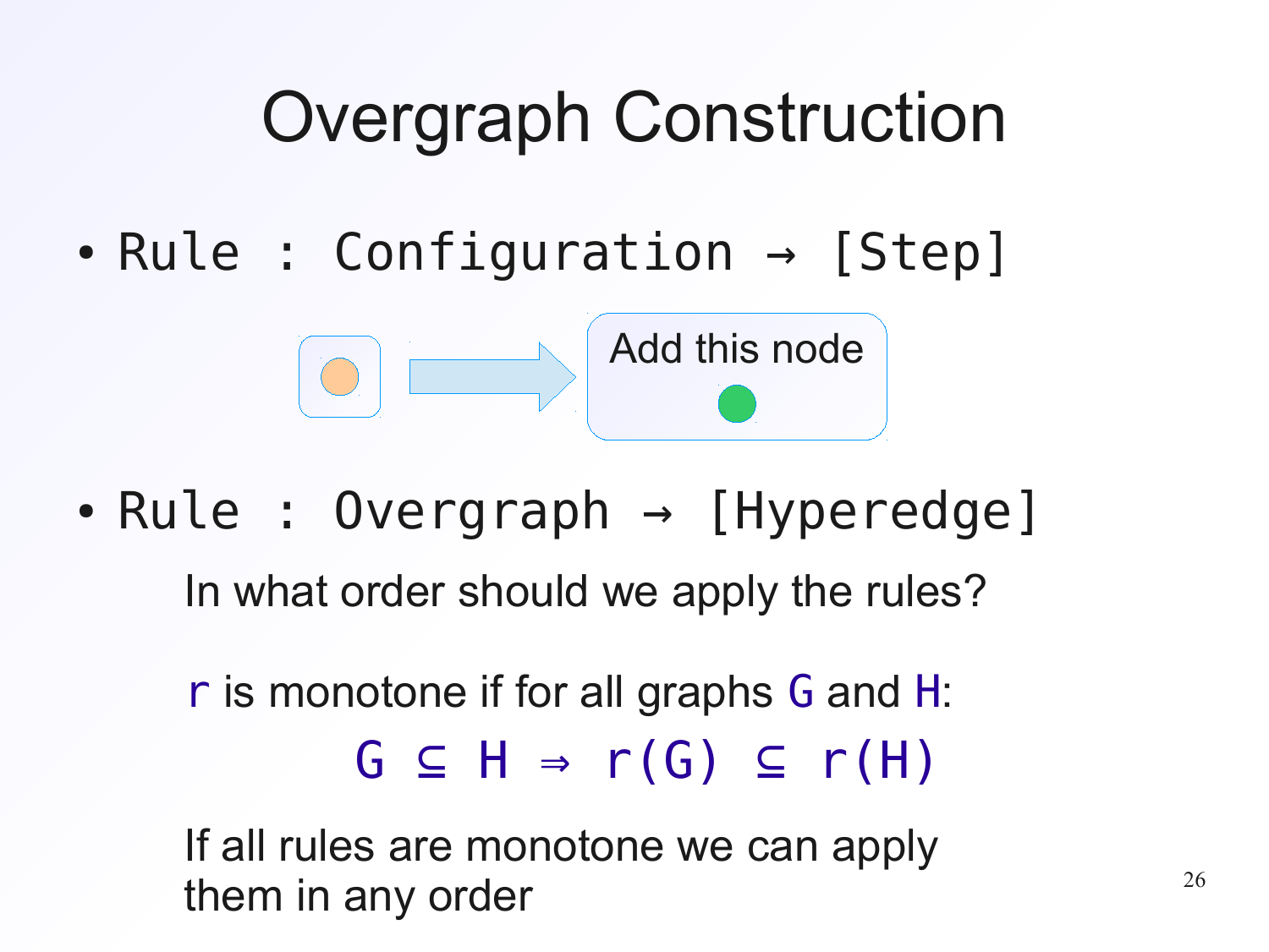# Overgraph Construction

- `Rule : Configuration → [Step]`

Add this node

- `Rule : Overgraph → [Hyperedge]`

In what order should we apply the rules?

`r` is monotone if for all graphs `G` and `H`:

$$G \subseteq H \Rightarrow r(G) \subseteq r(H)$$

If all rules are monotone we can apply them in any order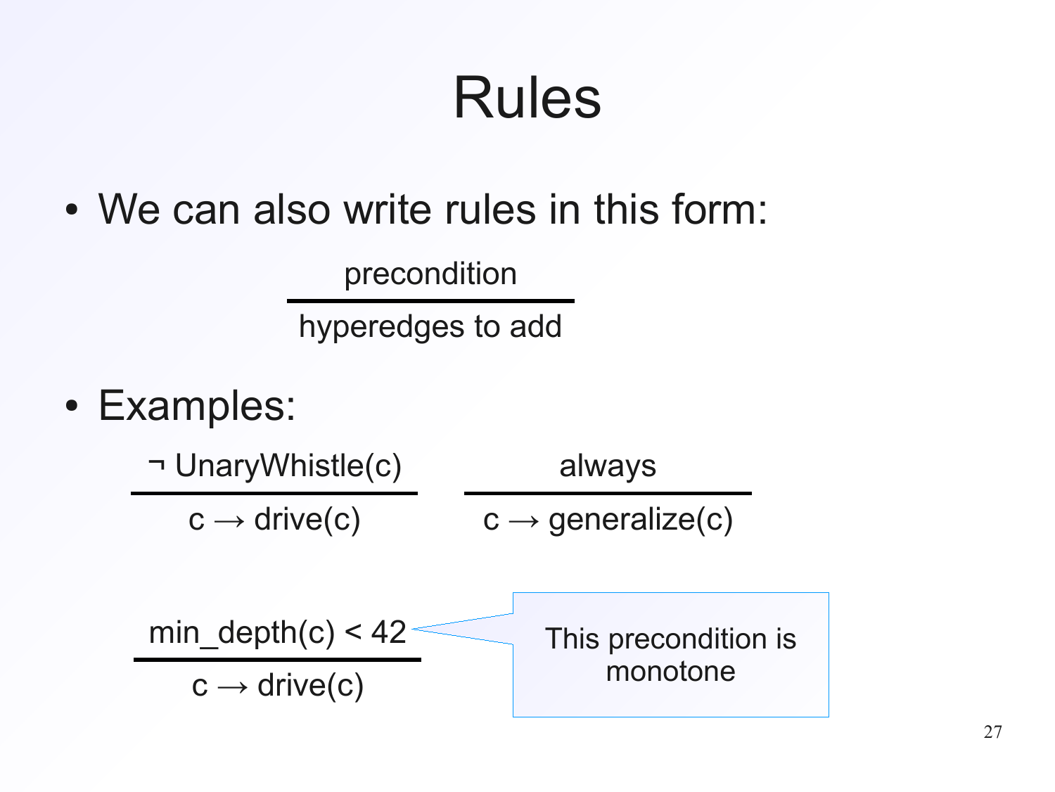# Rules

- We can also write rules in this form:

$$\frac{\text{precondition}}{\text{hyperedges to add}}$$

- Examples:

$$\frac{\neg\ \text{UnaryWhistle}(c)}{c \rightarrow \text{drive}(c)} \qquad \frac{\text{always}}{c \rightarrow \text{generalize}(c)}$$

$$\frac{\text{min\_depth}(c) < 42}{c \rightarrow \text{drive}(c)}$$

This precondition is monotone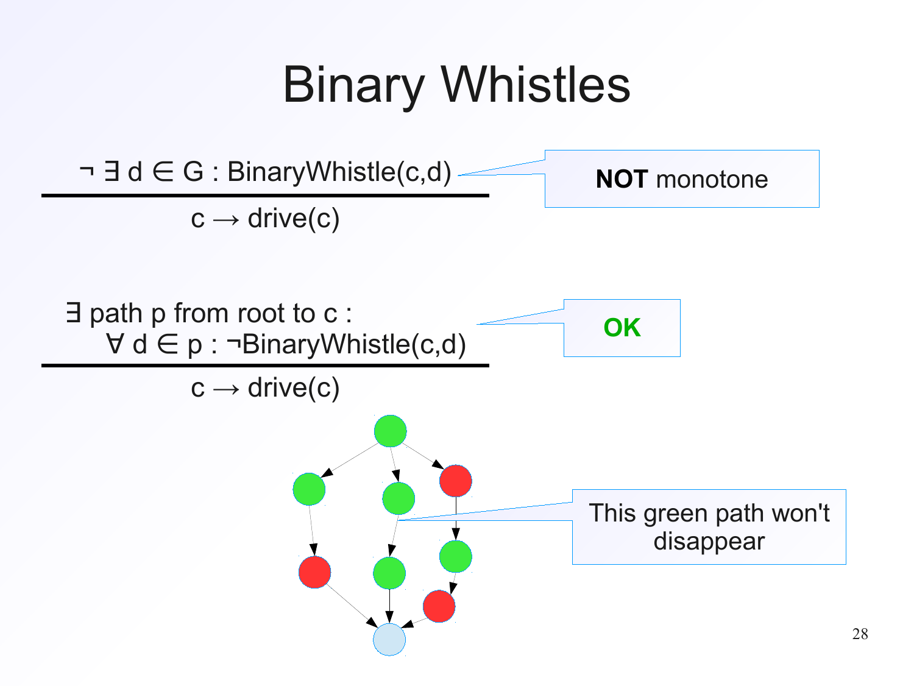# Binary Whistles

$$\frac{\neg\, \exists\, d \in G : \text{BinaryWhistle}(c,d)}{c \rightarrow \text{drive}(c)}$$

**NOT** monotone

$$\frac{\exists \text{ path } p \text{ from root to } c : \forall\, d \in p : \neg\text{BinaryWhistle}(c,d)}{c \rightarrow \text{drive}(c)}$$

**OK**

This green path won't disappear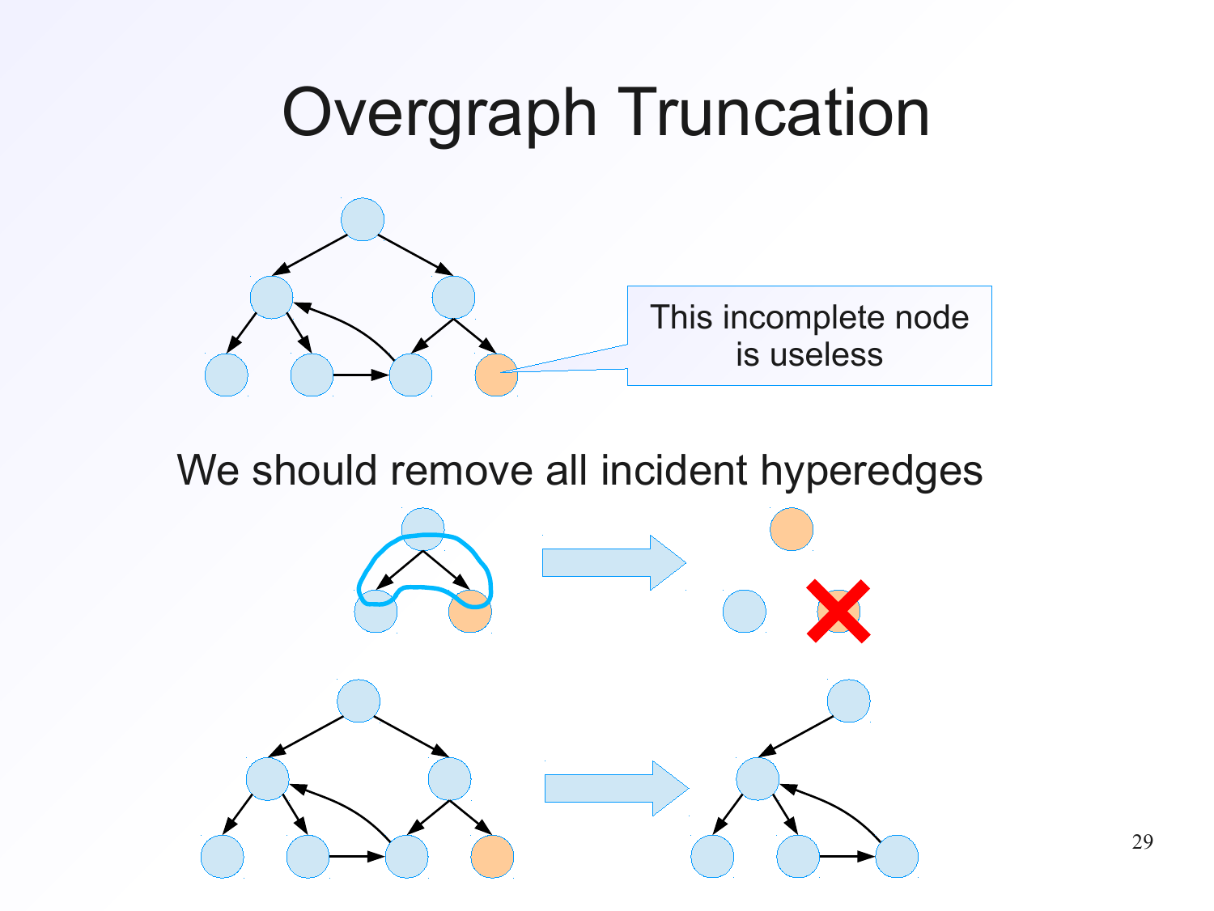# Overgraph Truncation

This incomplete node is useless

We should remove all incident hyperedges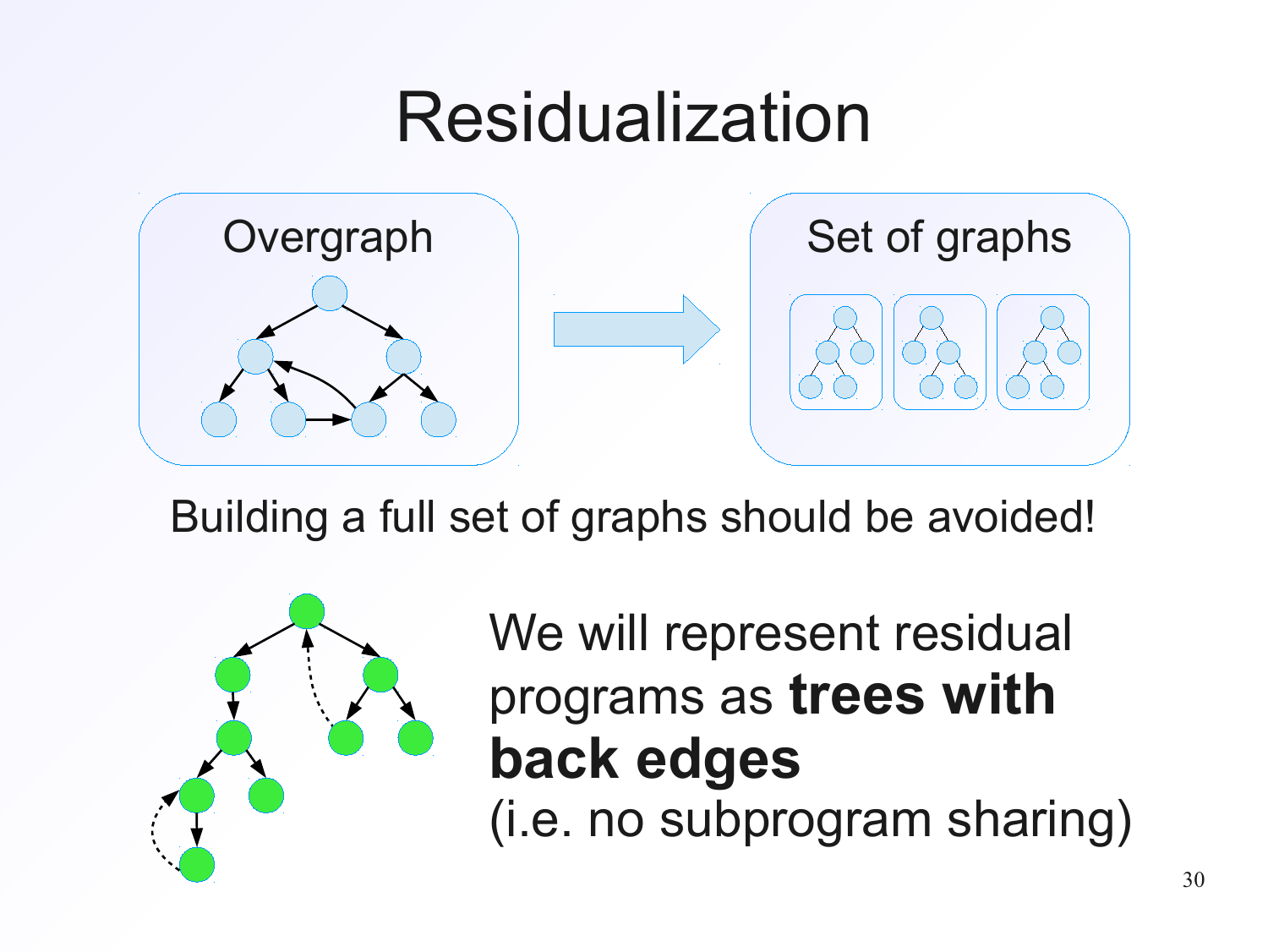# Residualization

Overgraph

Set of graphs

Building a full set of graphs should be avoided!

We will represent residual programs as **trees with back edges**
(i.e. no subprogram sharing)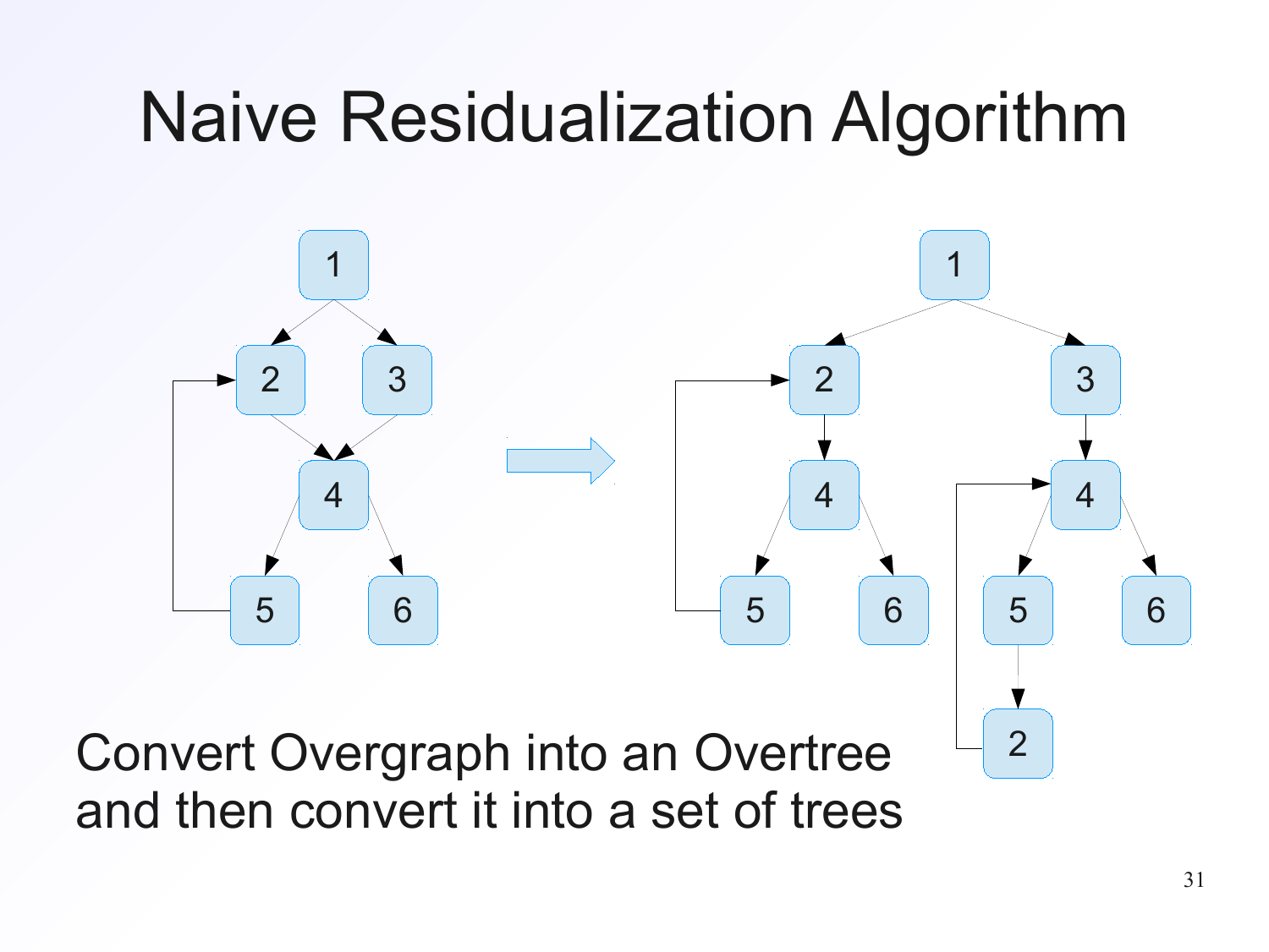# Naive Residualization Algorithm

Convert Overgraph into an Overtree and then convert it into a set of trees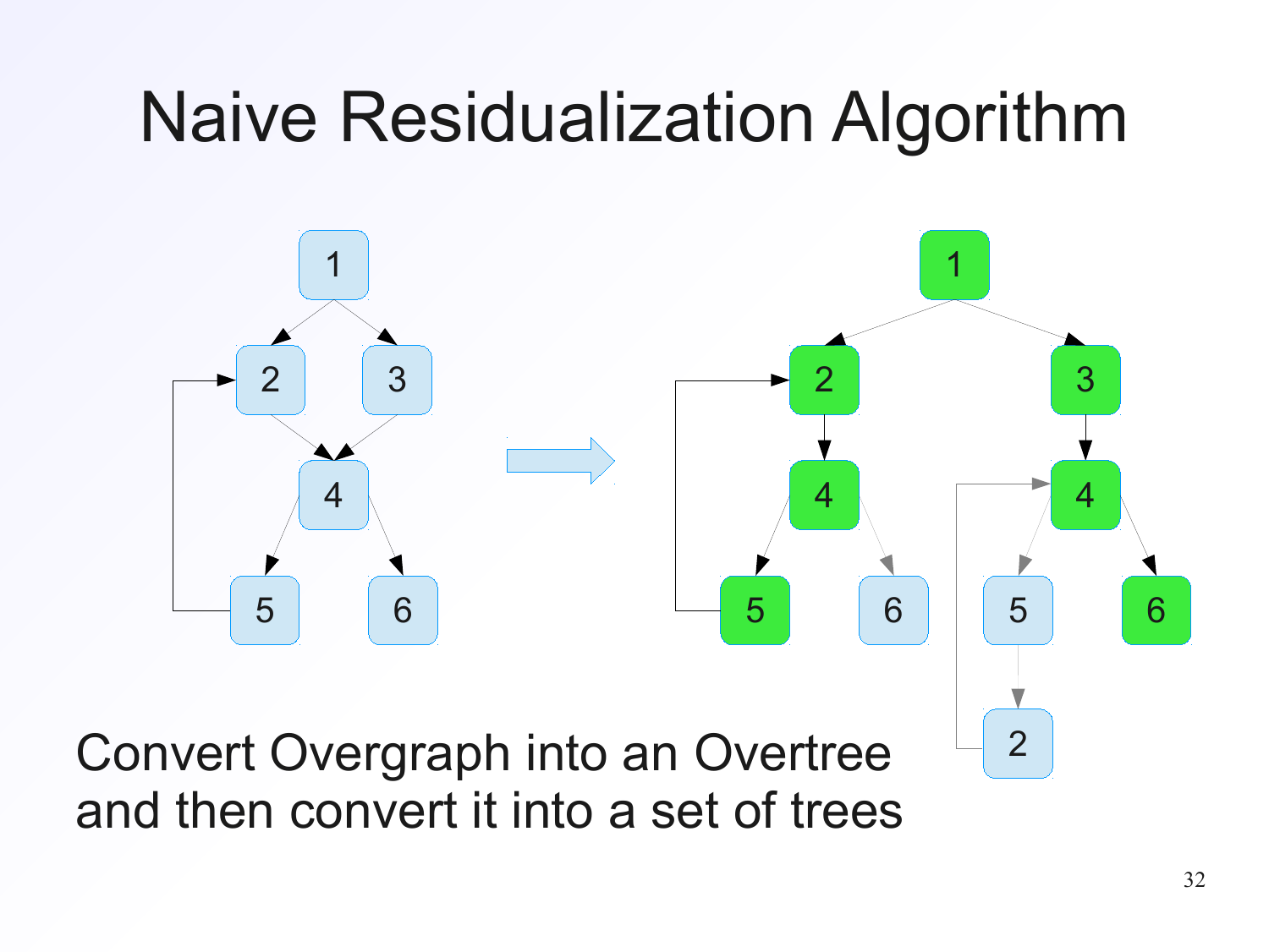# Naive Residualization Algorithm

Convert Overgraph into an Overtree and then convert it into a set of trees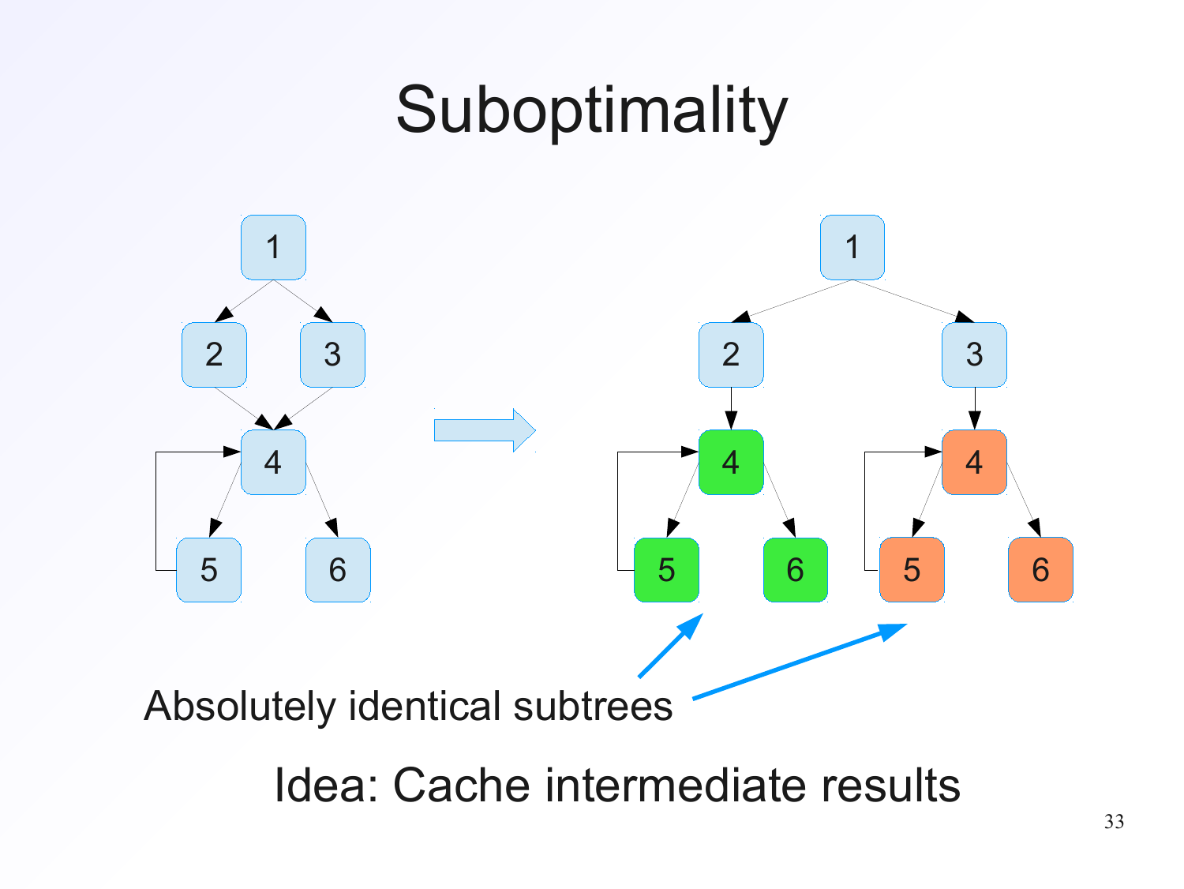# Suboptimality

Absolutely identical subtrees

Idea: Cache intermediate results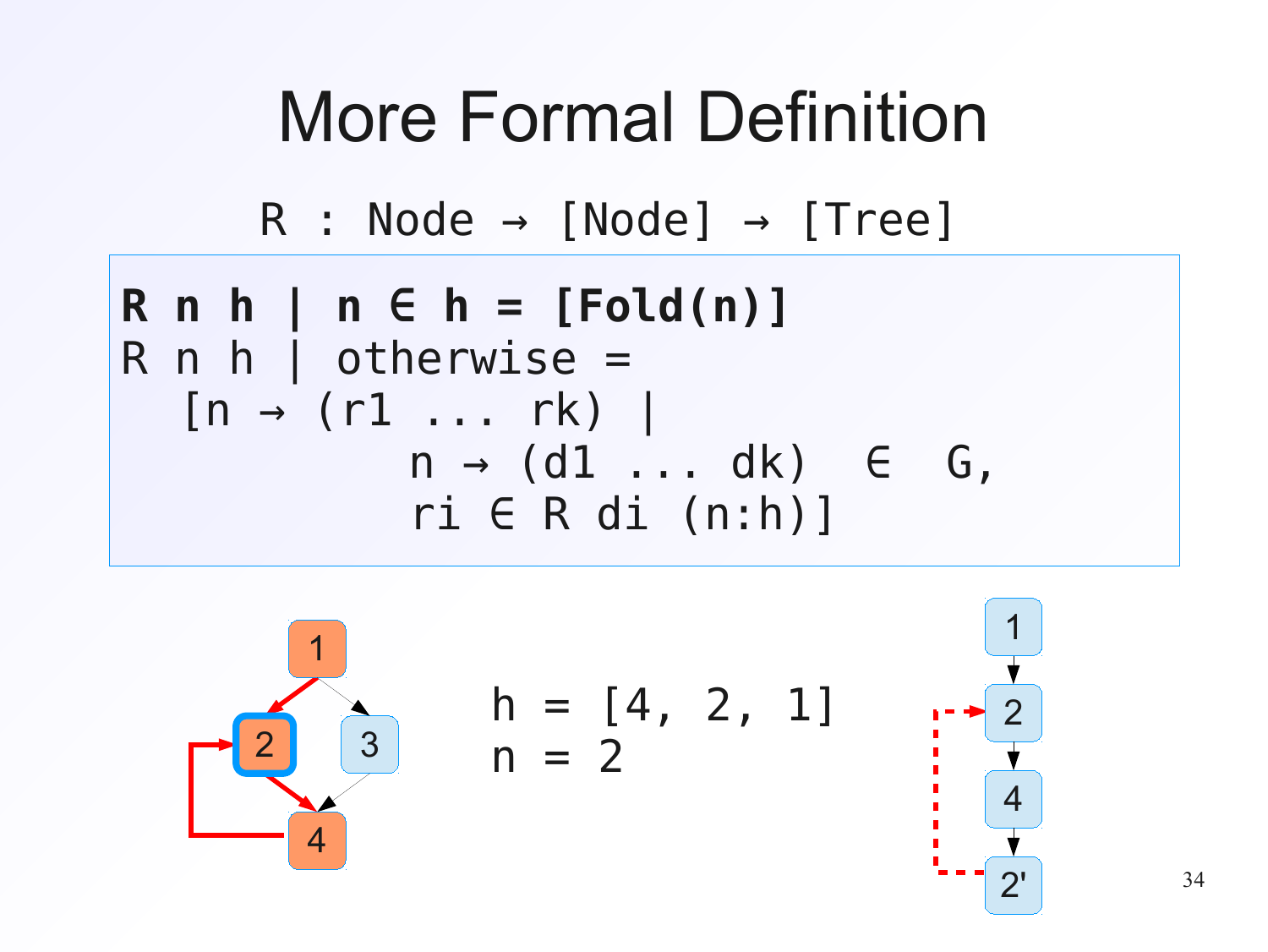# More Formal Definition

```
R : Node → [Node] → [Tree]
```

```
R n h | n ∈ h = [Fold(n)]
R n h | otherwise =
  [n → (r1 ... rk) |
            n → (d1 ... dk)  ∈  G,
            ri ∈ R di (n:h)]
```

```
h = [4, 2, 1]
n = 2
```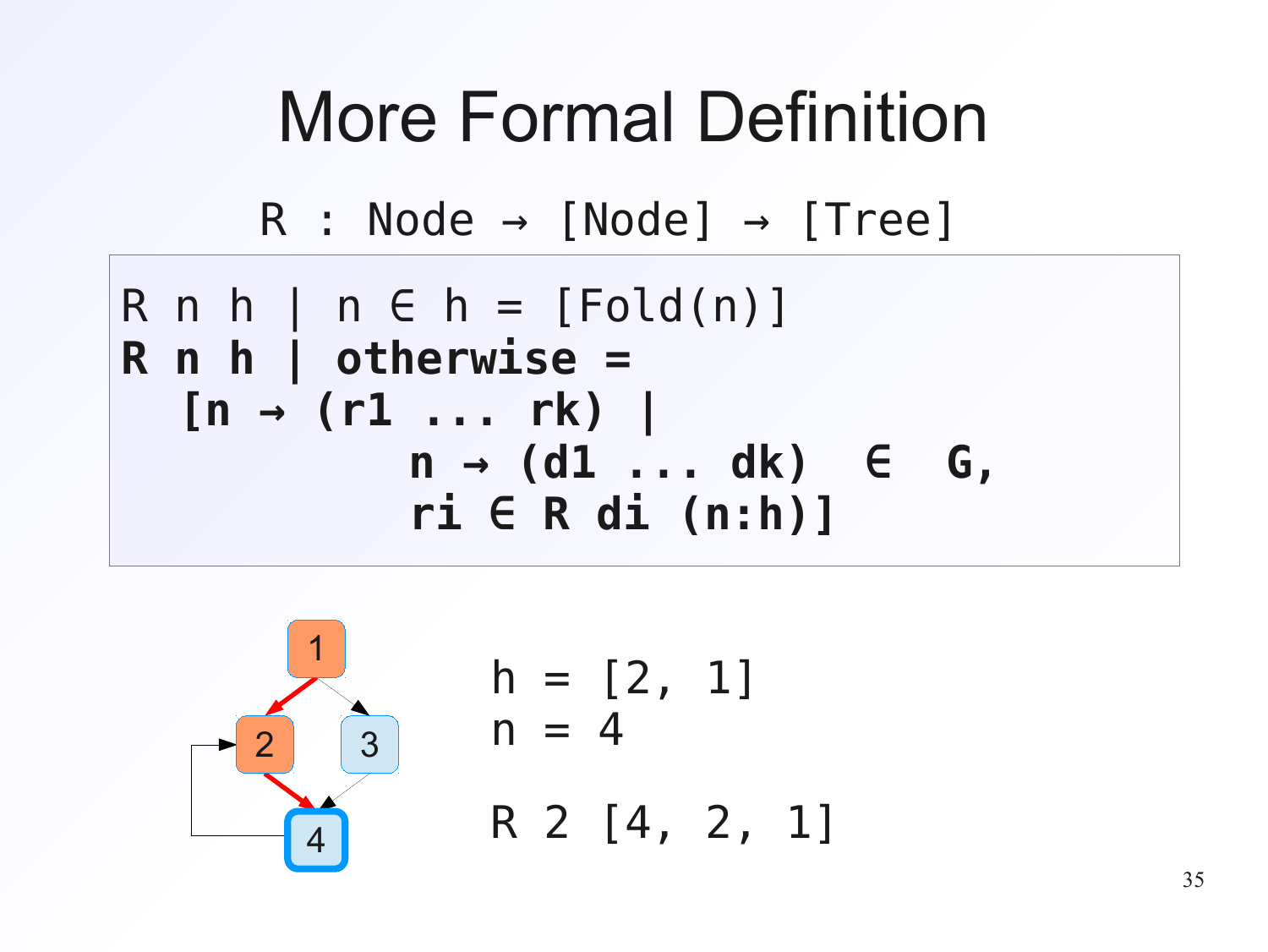# More Formal Definition

```
R : Node → [Node] → [Tree]
```

```
R n h | n ∈ h = [Fold(n)]
R n h | otherwise =
   [n → (r1 ... rk) |
              n → (d1 ... dk)  ∈  G,
              ri ∈ R di (n:h)]
```

```
h = [2, 1]
n = 4

R 2 [4, 2, 1]
```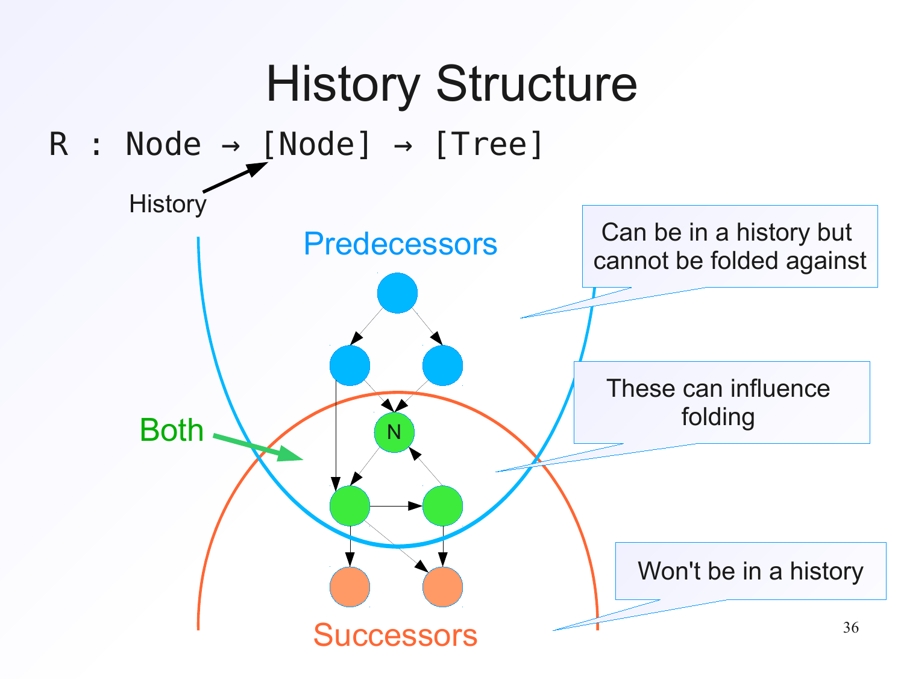# History Structure

```
R : Node → [Node] → [Tree]
```

History

Predecessors

Both

Successors

Can be in a history but cannot be folded against

These can influence folding

Won't be in a history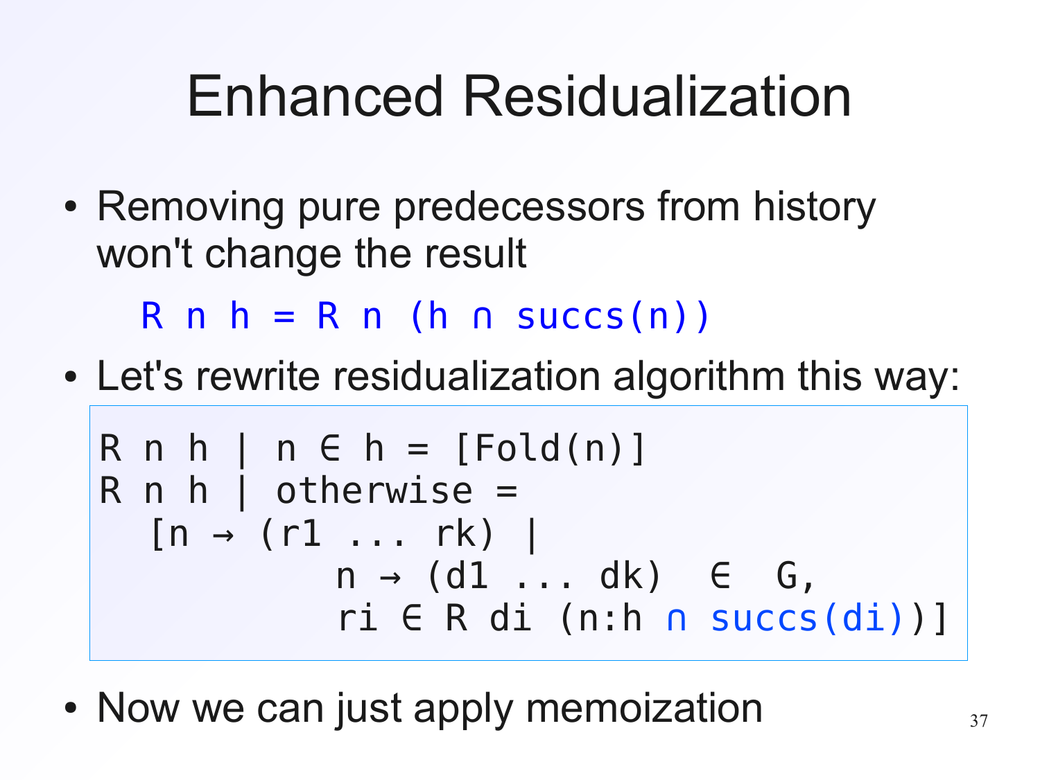# Enhanced Residualization

- Removing pure predecessors from history won't change the result

```
R n h = R n (h ∩ succs(n))
```

- Let's rewrite residualization algorithm this way:

```
R n h | n ∈ h = [Fold(n)]
R n h | otherwise =
  [n → (r1 ... rk) |
            n → (d1 ... dk)  ∈  G,
            ri ∈ R di (n:h ∩ succs(di))]
```

- Now we can just apply memoization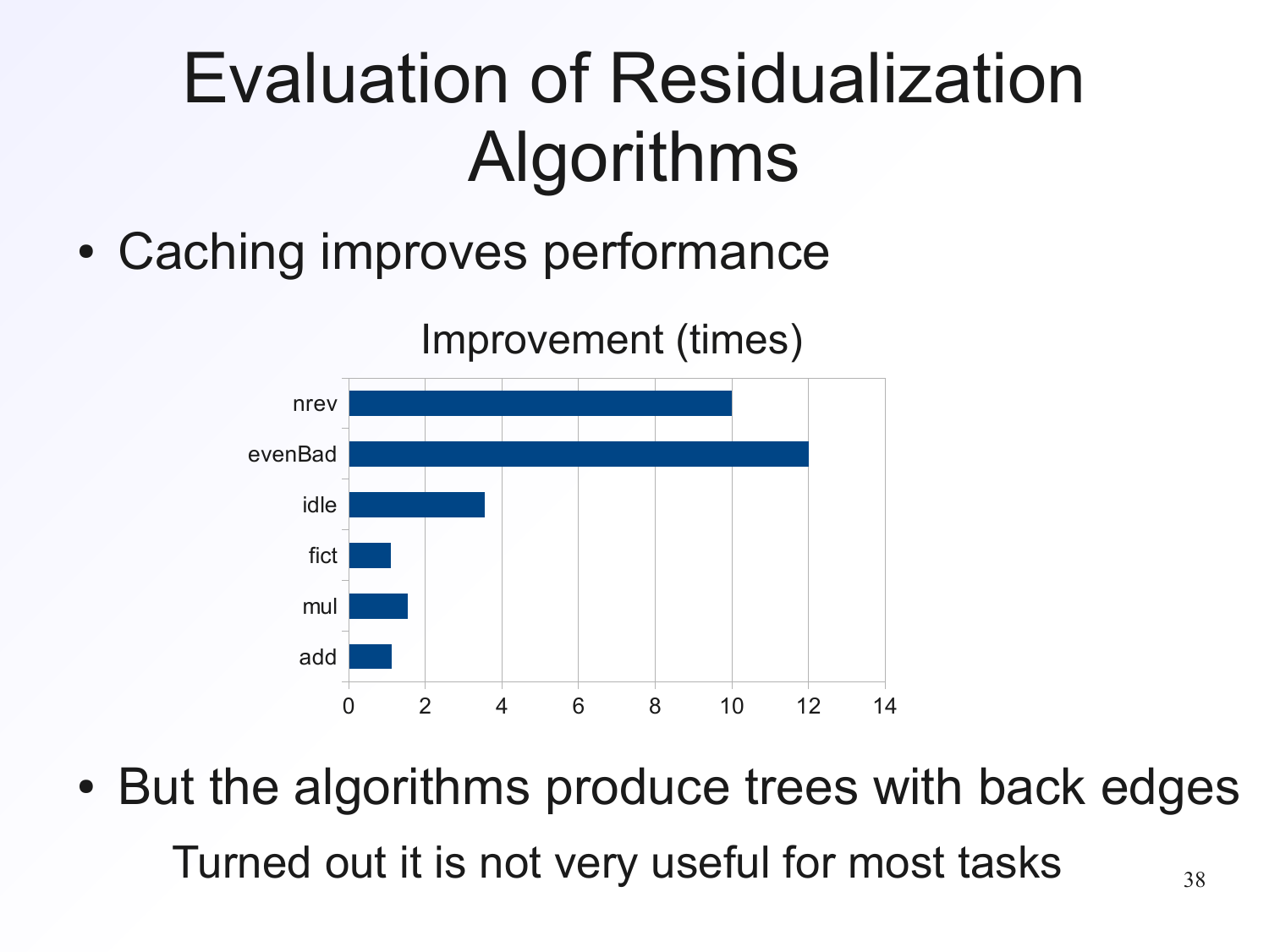# Evaluation of Residualization Algorithms

- Caching improves performance

Improvement (times)

| Benchmark | Improvement (times) |
|---|---|
| nrev | 10 |
| evenBad | 12 |
| idle | 3.5 |
| fict | 1.1 |
| mul | 1.5 |
| add | 1.1 |

- But the algorithms produce trees with back edges

  Turned out it is not very useful for most tasks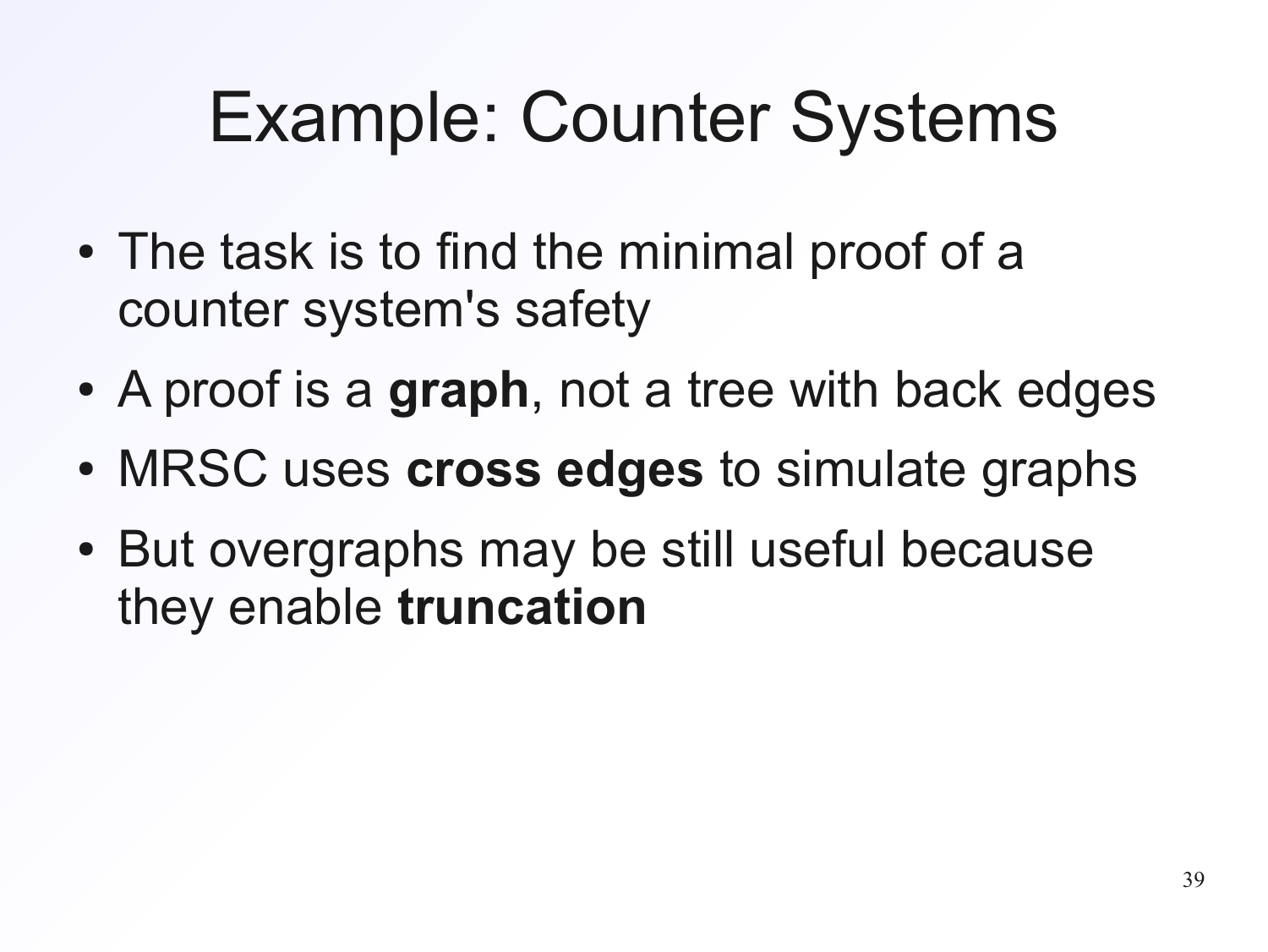# Example: Counter Systems

- The task is to find the minimal proof of a counter system's safety
- A proof is a **graph**, not a tree with back edges
- MRSC uses **cross edges** to simulate graphs
- But overgraphs may be still useful because they enable **truncation**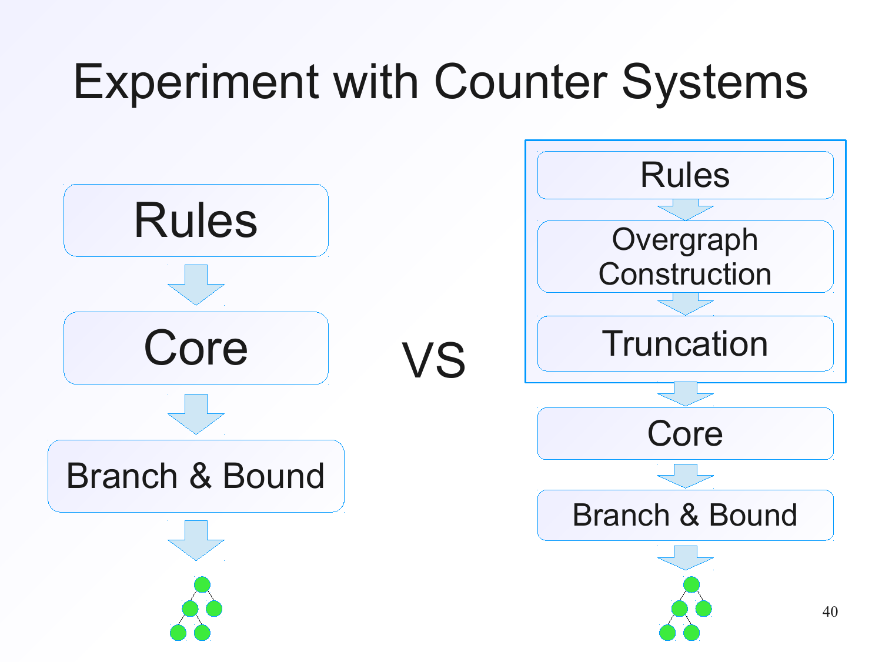# Experiment with Counter Systems

Rules → Core → Branch & Bound

VS

Rules → Overgraph Construction → Truncation → Core → Branch & Bound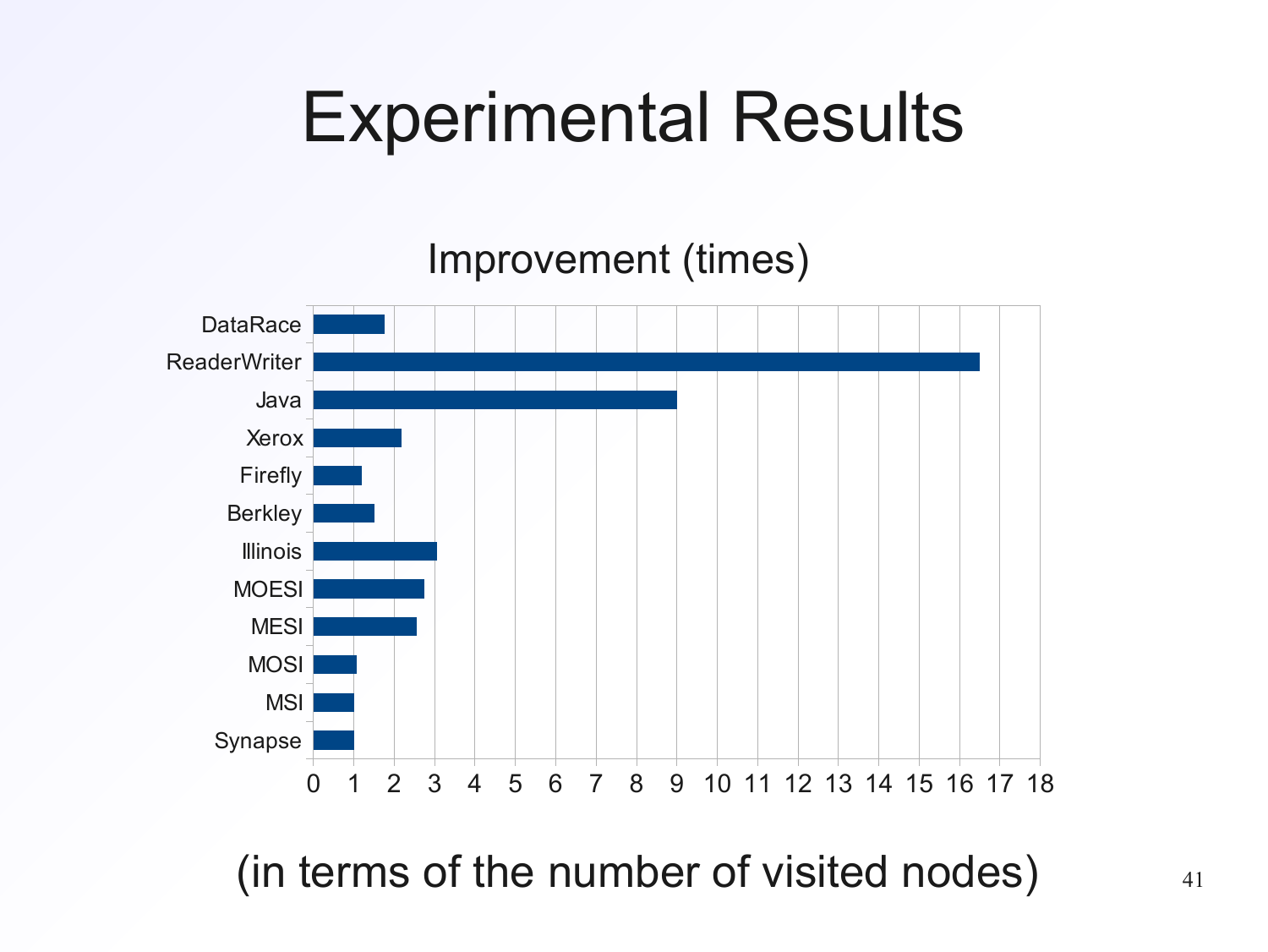# Experimental Results

Improvement (times)

| Benchmark | Improvement (times) |
|---|---|
| DataRace | ~1.75 |
| ReaderWriter | ~16.5 |
| Java | ~9 |
| Xerox | ~2.2 |
| Firefly | ~1.2 |
| Berkley | ~1.5 |
| Illinois | ~3.05 |
| MOESI | ~2.75 |
| MESI | ~2.55 |
| MOSI | ~1.1 |
| MSI | ~1 |
| Synapse | ~1 |

(in terms of the number of visited nodes)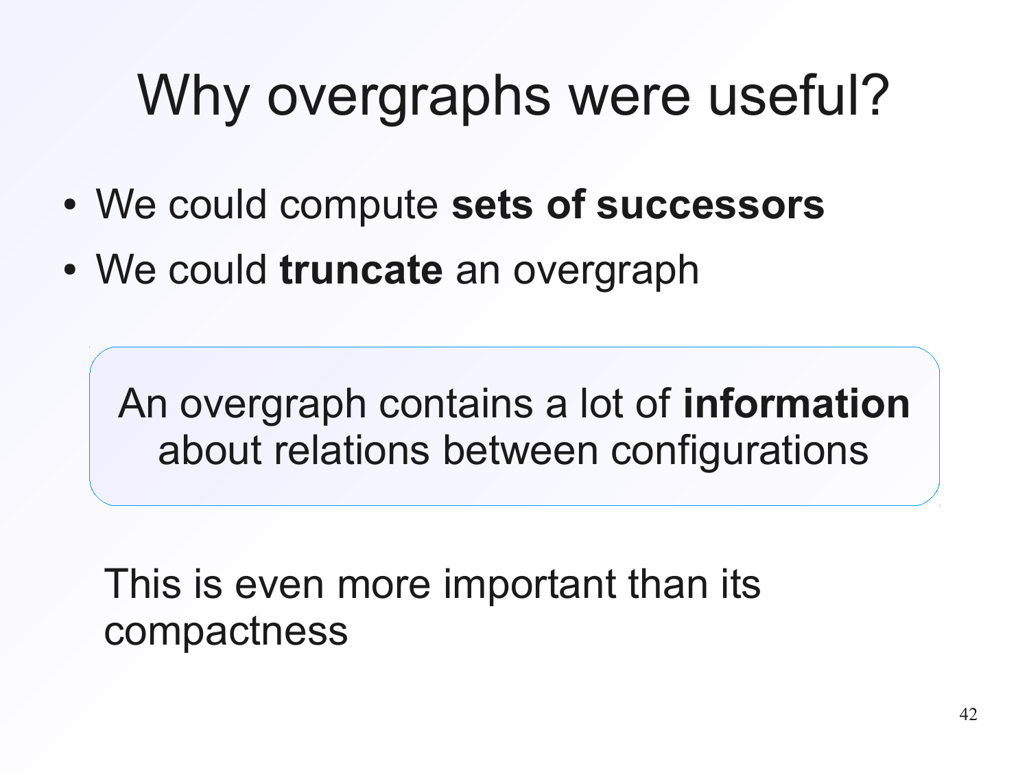# Why overgraphs were useful?

- We could compute **sets of successors**
- We could **truncate** an overgraph

An overgraph contains a lot of **information** about relations between configurations

This is even more important than its compactness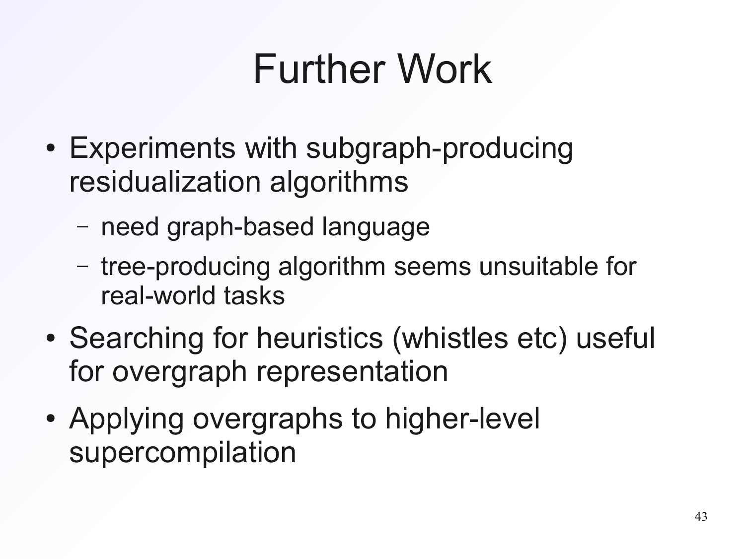# Further Work

- Experiments with subgraph-producing residualization algorithms
  - need graph-based language
  - tree-producing algorithm seems unsuitable for real-world tasks
- Searching for heuristics (whistles etc) useful for overgraph representation
- Applying overgraphs to higher-level supercompilation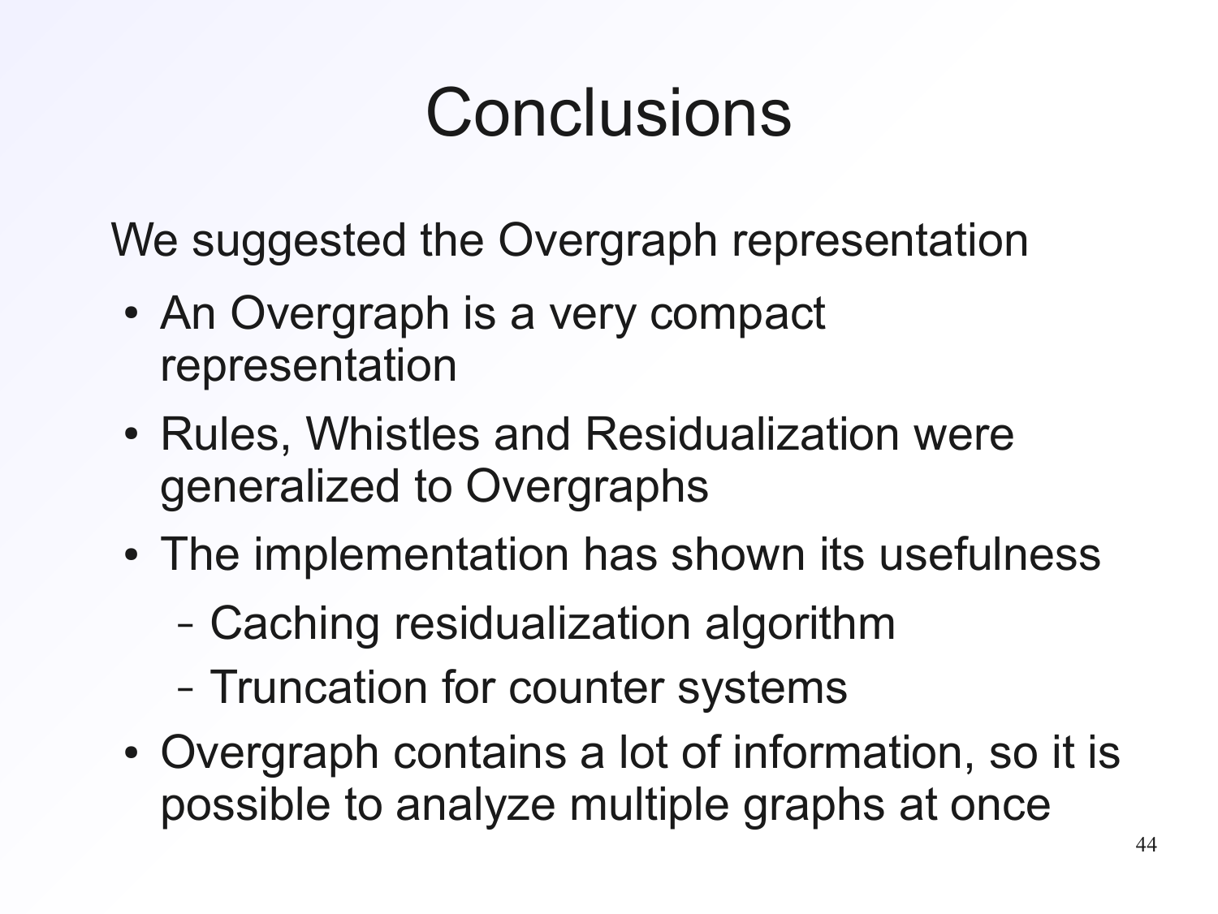# Conclusions

We suggested the Overgraph representation

- An Overgraph is a very compact representation
- Rules, Whistles and Residualization were generalized to Overgraphs
- The implementation has shown its usefulness
  - Caching residualization algorithm
  - Truncation for counter systems
- Overgraph contains a lot of information, so it is possible to analyze multiple graphs at once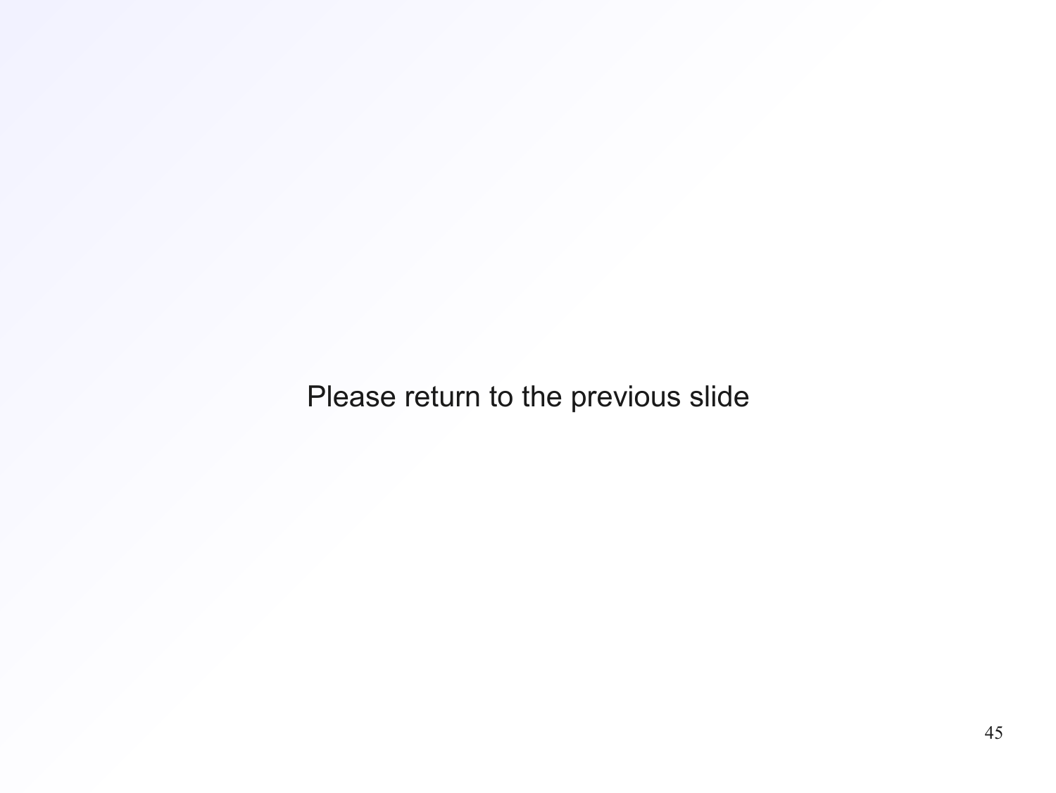Please return to the previous slide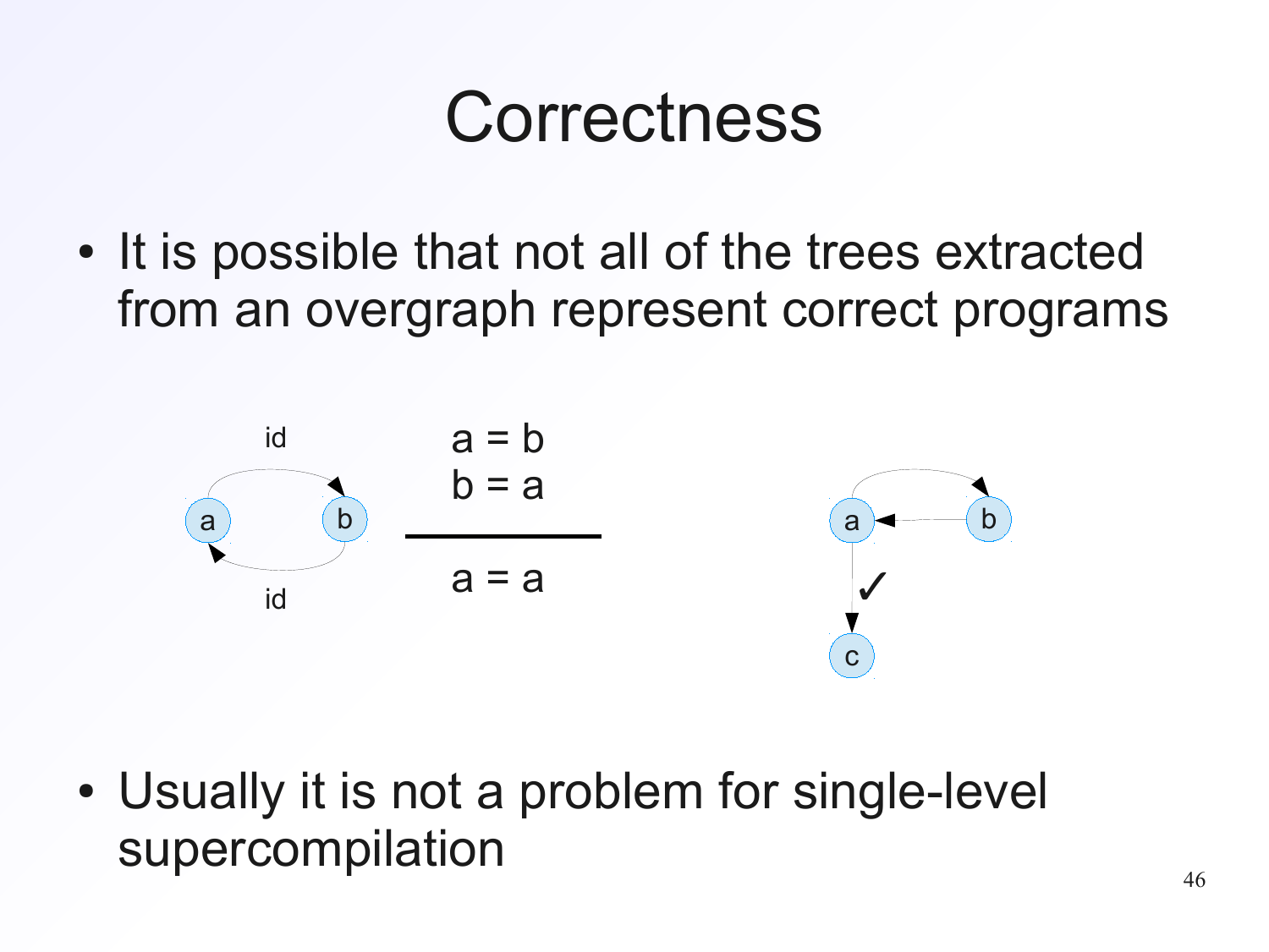# Correctness

- It is possible that not all of the trees extracted from an overgraph represent correct programs

$$\frac{a = b \quad b = a}{a = a}$$

- Usually it is not a problem for single-level supercompilation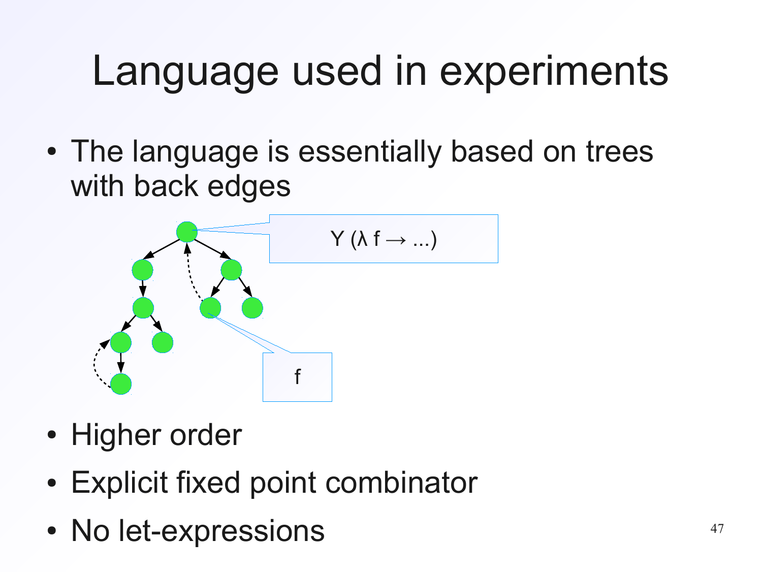# Language used in experiments

- The language is essentially based on trees with back edges

Y (λ f → ...)

f

- Higher order
- Explicit fixed point combinator
- No let-expressions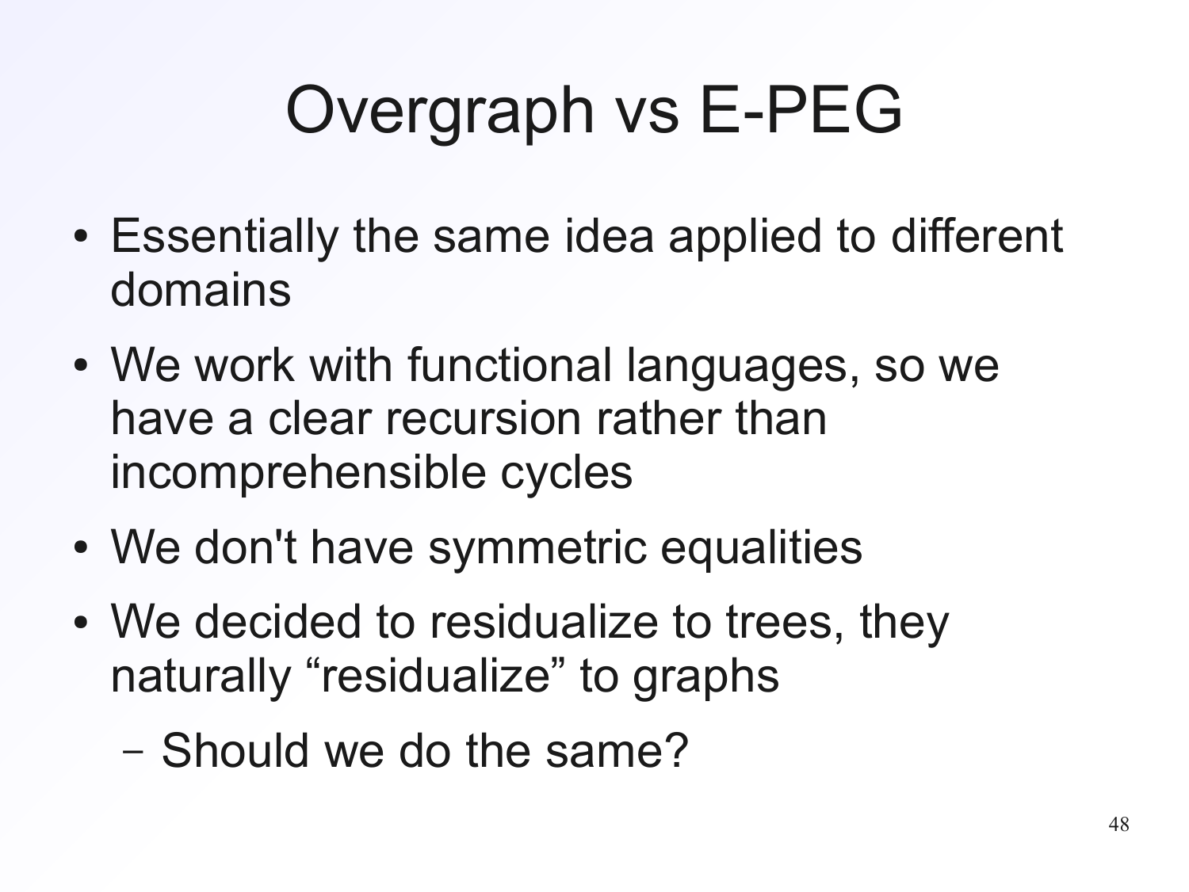# Overgraph vs E-PEG

- Essentially the same idea applied to different domains
- We work with functional languages, so we have a clear recursion rather than incomprehensible cycles
- We don't have symmetric equalities
- We decided to residualize to trees, they naturally "residualize" to graphs
  - Should we do the same?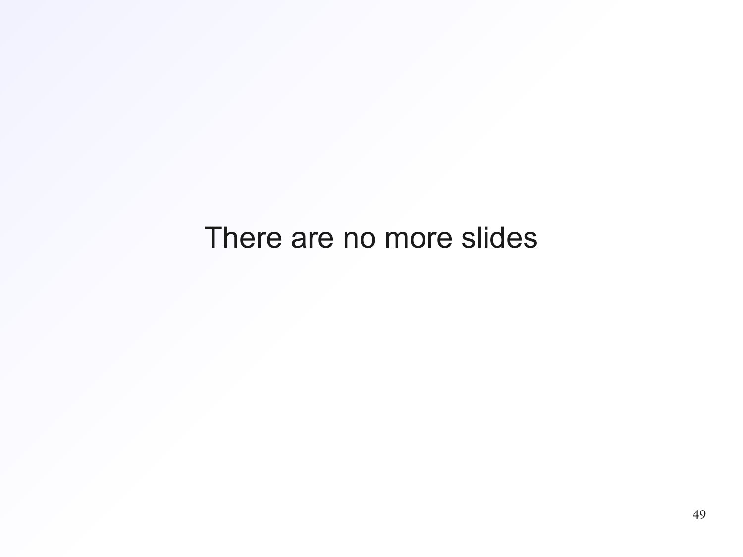There are no more slides